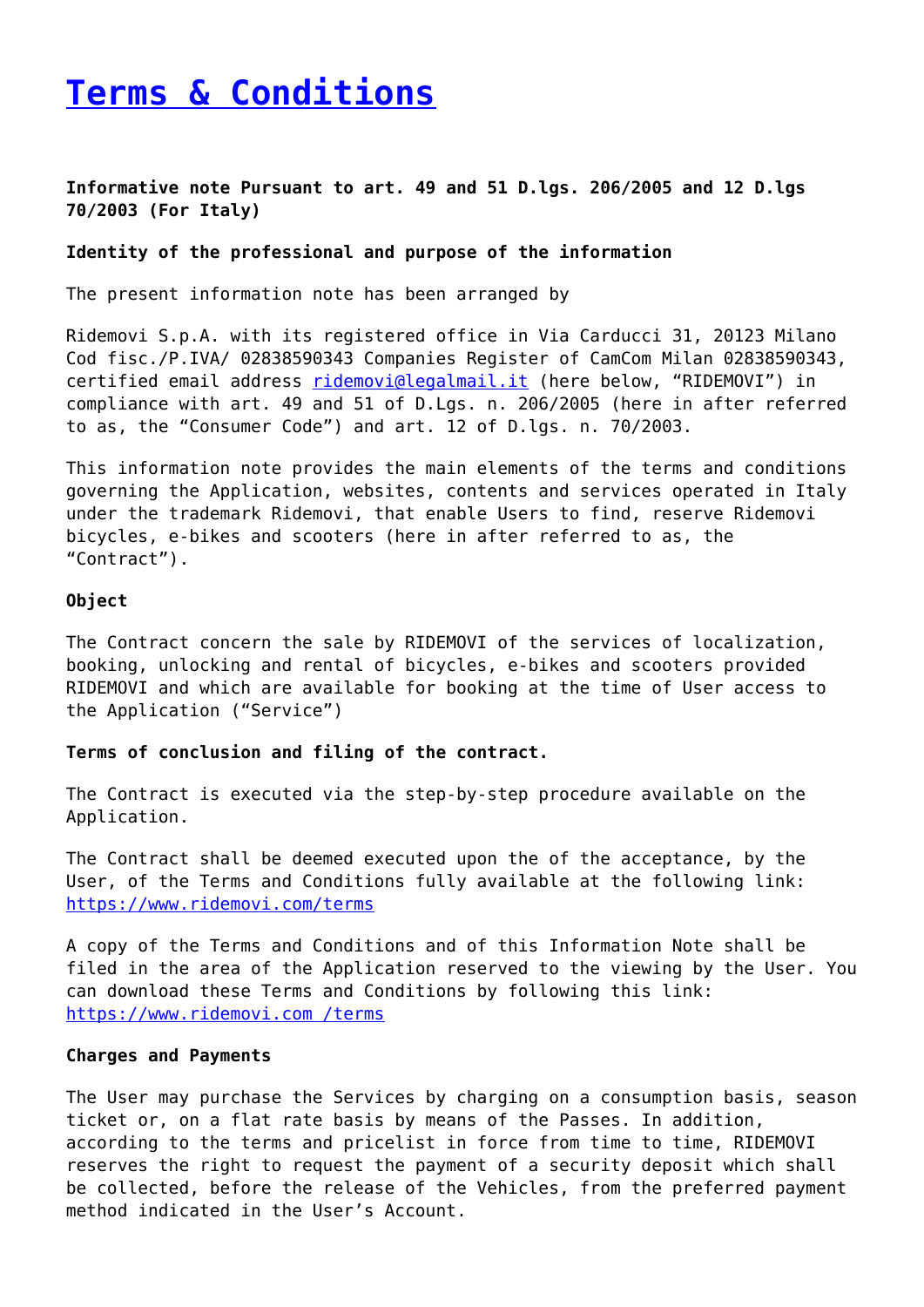# [Terms & Conditions]

**Informative note Pursuant to art. 49 and 51 D.lgs. 206/2005 and 12 D.lgs 70/2003 (For Italy)**

**Identity of the professional and purpose of the information**

The present information note has been arranged by

Ridemovi S.p.A. with its registered office in Via Carducci 31, 20123 Milano Cod fisc./P.IVA/ 02838590343 Companies Register of CamCom Milan 02838590343, certified email address ridemovi@legalmail.it (here below, "RIDEMOVI") in compliance with art. 49 and 51 of D.Lgs. n. 206/2005 (here in after referred to as, the "Consumer Code") and art. 12 of D.lgs. n. 70/2003.

This information note provides the main elements of the terms and conditions governing the Application, websites, contents and services operated in Italy under the trademark Ridemovi, that enable Users to find, reserve Ridemovi bicycles, e-bikes and scooters (here in after referred to as, the "Contract").

**Object**

The Contract concern the sale by RIDEMOVI of the services of localization, booking, unlocking and rental of bicycles, e-bikes and scooters provided RIDEMOVI and which are available for booking at the time of User access to the Application ("Service")

**Terms of conclusion and filing of the contract.**

The Contract is executed via the step-by-step procedure available on the Application.

The Contract shall be deemed executed upon the of the acceptance, by the User, of the Terms and Conditions fully available at the following link: https://www.ridemovi.com/terms

A copy of the Terms and Conditions and of this Information Note shall be filed in the area of the Application reserved to the viewing by the User. You can download these Terms and Conditions by following this link: https://www.ridemovi.com /terms

**Charges and Payments**

The User may purchase the Services by charging on a consumption basis, season ticket or, on a flat rate basis by means of the Passes. In addition, according to the terms and pricelist in force from time to time, RIDEMOVI reserves the right to request the payment of a security deposit which shall be collected, before the release of the Vehicles, from the preferred payment method indicated in the User's Account.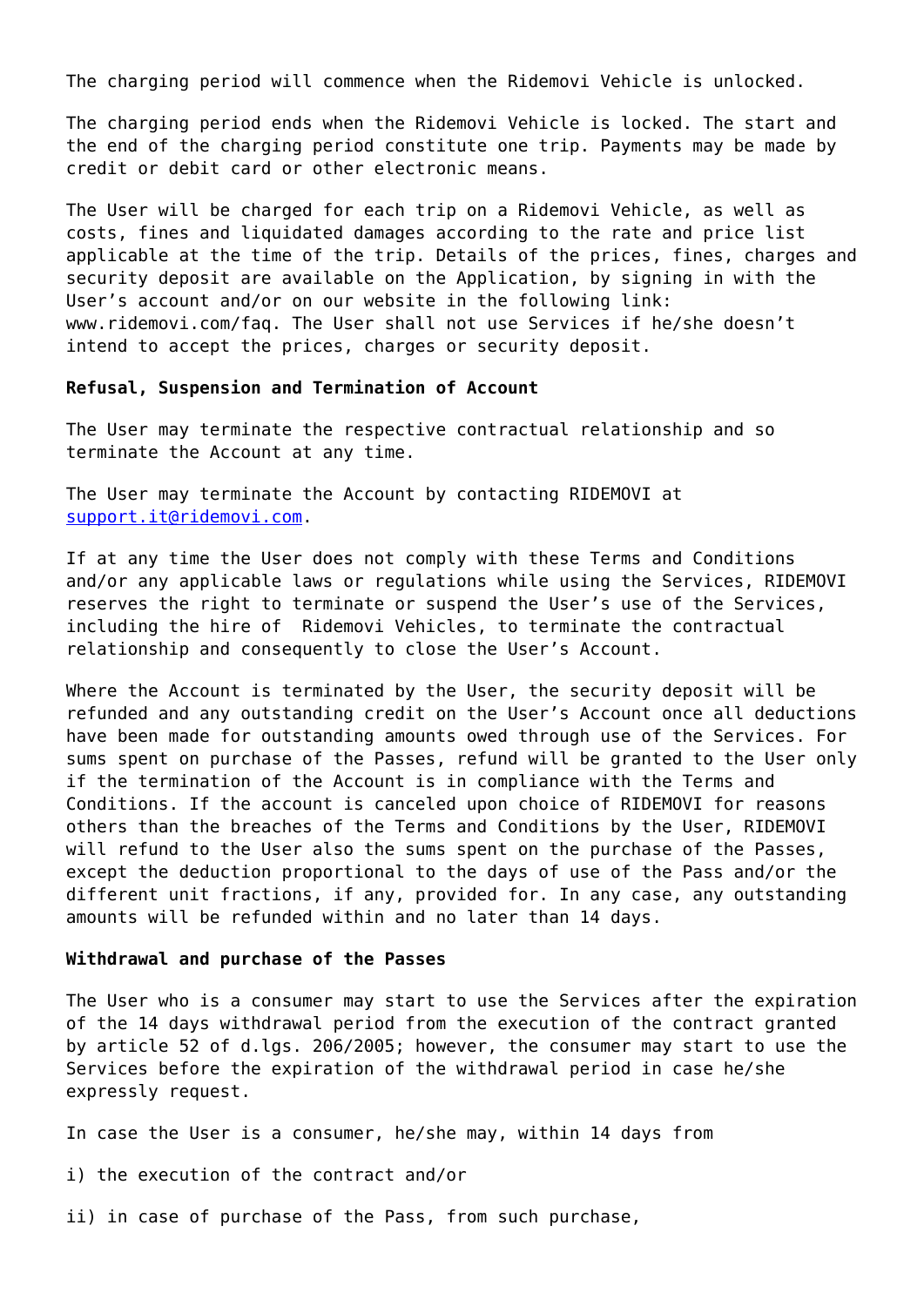The charging period will commence when the Ridemovi Vehicle is unlocked.

The charging period ends when the Ridemovi Vehicle is locked. The start and the end of the charging period constitute one trip. Payments may be made by credit or debit card or other electronic means.

The User will be charged for each trip on a Ridemovi Vehicle, as well as costs, fines and liquidated damages according to the rate and price list applicable at the time of the trip. Details of the prices, fines, charges and security deposit are available on the Application, by signing in with the User's account and/or on our website in the following link: www.ridemovi.com/faq. The User shall not use Services if he/she doesn't intend to accept the prices, charges or security deposit.

**Refusal, Suspension and Termination of Account**

The User may terminate the respective contractual relationship and so terminate the Account at any time.

The User may terminate the Account by contacting RIDEMOVI at [support.it@ridemovi.com](mailto:support.it@ridemovi.com).

If at any time the User does not comply with these Terms and Conditions and/or any applicable laws or regulations while using the Services, RIDEMOVI reserves the right to terminate or suspend the User's use of the Services, including the hire of Ridemovi Vehicles, to terminate the contractual relationship and consequently to close the User's Account.

Where the Account is terminated by the User, the security deposit will be refunded and any outstanding credit on the User's Account once all deductions have been made for outstanding amounts owed through use of the Services. For sums spent on purchase of the Passes, refund will be granted to the User only if the termination of the Account is in compliance with the Terms and Conditions. If the account is canceled upon choice of RIDEMOVI for reasons others than the breaches of the Terms and Conditions by the User, RIDEMOVI will refund to the User also the sums spent on the purchase of the Passes, except the deduction proportional to the days of use of the Pass and/or the different unit fractions, if any, provided for. In any case, any outstanding amounts will be refunded within and no later than 14 days.

**Withdrawal and purchase of the Passes**

The User who is a consumer may start to use the Services after the expiration of the 14 days withdrawal period from the execution of the contract granted by article 52 of d.lgs. 206/2005; however, the consumer may start to use the Services before the expiration of the withdrawal period in case he/she expressly request.

In case the User is a consumer, he/she may, within 14 days from

i) the execution of the contract and/or

ii) in case of purchase of the Pass, from such purchase,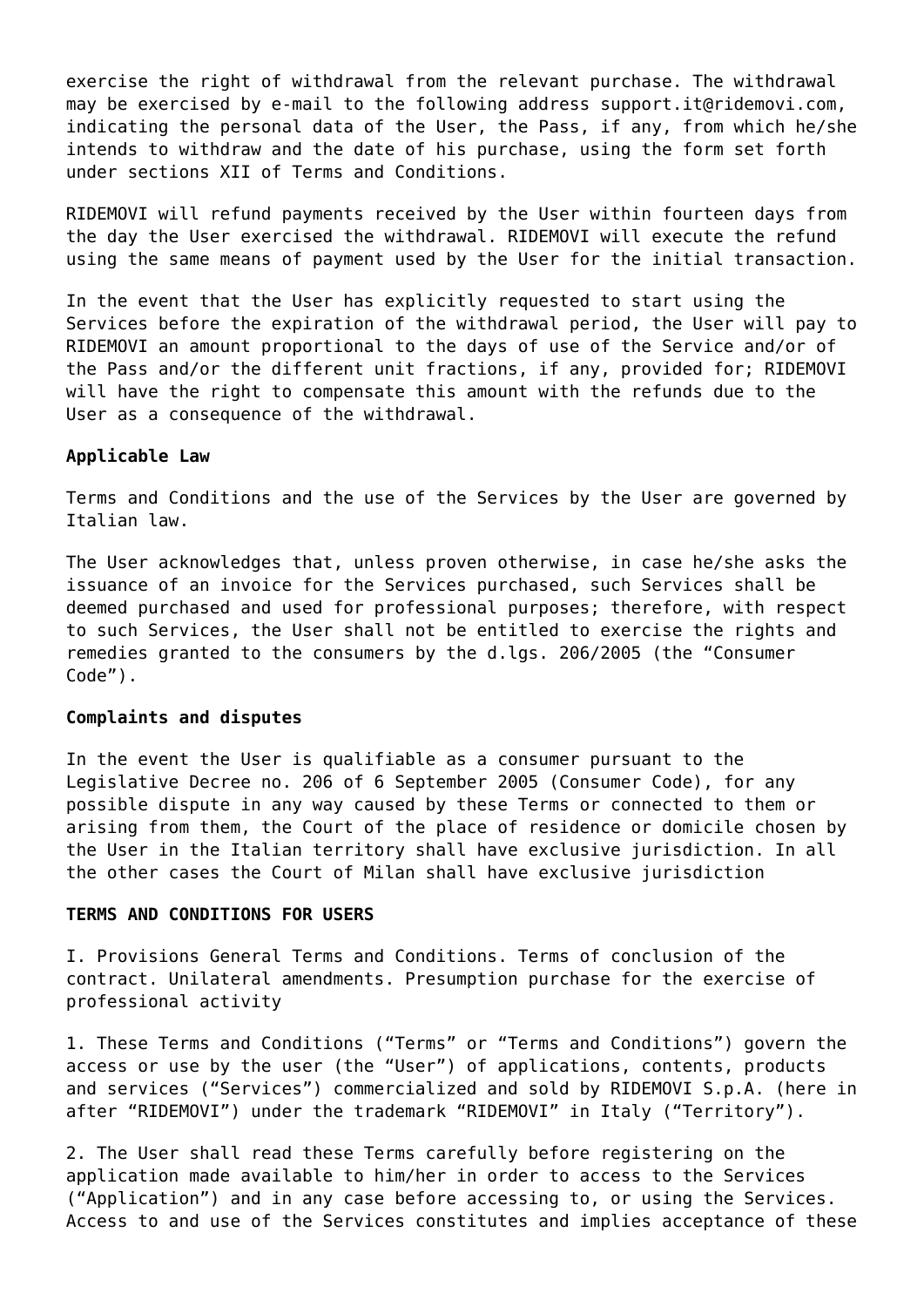exercise the right of withdrawal from the relevant purchase. The withdrawal may be exercised by e-mail to the following address support.it@ridemovi.com, indicating the personal data of the User, the Pass, if any, from which he/she intends to withdraw and the date of his purchase, using the form set forth under sections XII of Terms and Conditions.

RIDEMOVI will refund payments received by the User within fourteen days from the day the User exercised the withdrawal. RIDEMOVI will execute the refund using the same means of payment used by the User for the initial transaction.

In the event that the User has explicitly requested to start using the Services before the expiration of the withdrawal period, the User will pay to RIDEMOVI an amount proportional to the days of use of the Service and/or of the Pass and/or the different unit fractions, if any, provided for; RIDEMOVI will have the right to compensate this amount with the refunds due to the User as a consequence of the withdrawal.

**Applicable Law**

Terms and Conditions and the use of the Services by the User are governed by Italian law.

The User acknowledges that, unless proven otherwise, in case he/she asks the issuance of an invoice for the Services purchased, such Services shall be deemed purchased and used for professional purposes; therefore, with respect to such Services, the User shall not be entitled to exercise the rights and remedies granted to the consumers by the d.lgs. 206/2005 (the "Consumer Code").

**Complaints and disputes**

In the event the User is qualifiable as a consumer pursuant to the Legislative Decree no. 206 of 6 September 2005 (Consumer Code), for any possible dispute in any way caused by these Terms or connected to them or arising from them, the Court of the place of residence or domicile chosen by the User in the Italian territory shall have exclusive jurisdiction. In all the other cases the Court of Milan shall have exclusive jurisdiction

**TERMS AND CONDITIONS FOR USERS**

I. Provisions General Terms and Conditions. Terms of conclusion of the contract. Unilateral amendments. Presumption purchase for the exercise of professional activity

1. These Terms and Conditions ("Terms" or "Terms and Conditions") govern the access or use by the user (the "User") of applications, contents, products and services ("Services") commercialized and sold by RIDEMOVI S.p.A. (here in after "RIDEMOVI") under the trademark "RIDEMOVI" in Italy ("Territory").

2. The User shall read these Terms carefully before registering on the application made available to him/her in order to access to the Services ("Application") and in any case before accessing to, or using the Services. Access to and use of the Services constitutes and implies acceptance of these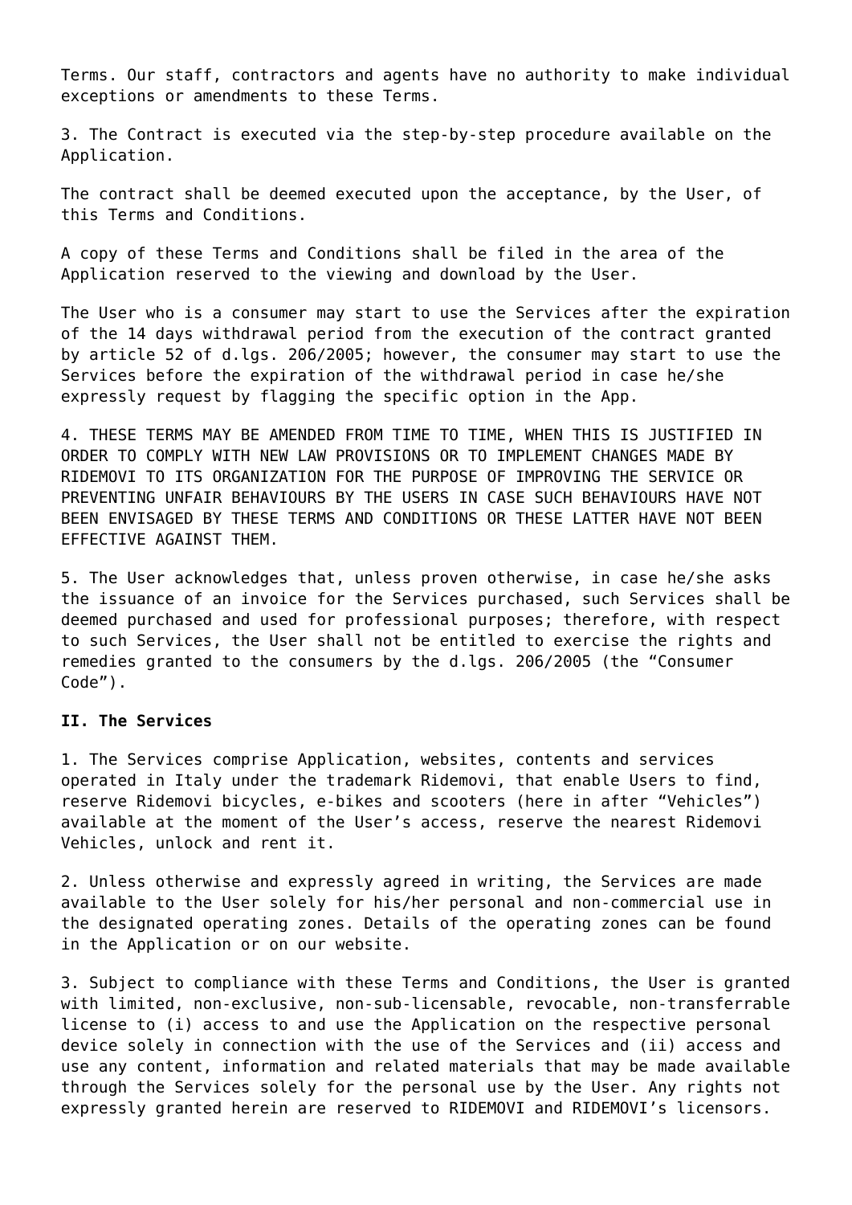Terms. Our staff, contractors and agents have no authority to make individual exceptions or amendments to these Terms.

3. The Contract is executed via the step-by-step procedure available on the Application.

The contract shall be deemed executed upon the acceptance, by the User, of this Terms and Conditions.

A copy of these Terms and Conditions shall be filed in the area of the Application reserved to the viewing and download by the User.

The User who is a consumer may start to use the Services after the expiration of the 14 days withdrawal period from the execution of the contract granted by article 52 of d.lgs. 206/2005; however, the consumer may start to use the Services before the expiration of the withdrawal period in case he/she expressly request by flagging the specific option in the App.

4. THESE TERMS MAY BE AMENDED FROM TIME TO TIME, WHEN THIS IS JUSTIFIED IN ORDER TO COMPLY WITH NEW LAW PROVISIONS OR TO IMPLEMENT CHANGES MADE BY RIDEMOVI TO ITS ORGANIZATION FOR THE PURPOSE OF IMPROVING THE SERVICE OR PREVENTING UNFAIR BEHAVIOURS BY THE USERS IN CASE SUCH BEHAVIOURS HAVE NOT BEEN ENVISAGED BY THESE TERMS AND CONDITIONS OR THESE LATTER HAVE NOT BEEN EFFECTIVE AGAINST THEM.

5. The User acknowledges that, unless proven otherwise, in case he/she asks the issuance of an invoice for the Services purchased, such Services shall be deemed purchased and used for professional purposes; therefore, with respect to such Services, the User shall not be entitled to exercise the rights and remedies granted to the consumers by the d.lgs. 206/2005 (the "Consumer Code").

**II. The Services**

1. The Services comprise Application, websites, contents and services operated in Italy under the trademark Ridemovi, that enable Users to find, reserve Ridemovi bicycles, e-bikes and scooters (here in after "Vehicles") available at the moment of the User's access, reserve the nearest Ridemovi Vehicles, unlock and rent it.

2. Unless otherwise and expressly agreed in writing, the Services are made available to the User solely for his/her personal and non-commercial use in the designated operating zones. Details of the operating zones can be found in the Application or on our website.

3. Subject to compliance with these Terms and Conditions, the User is granted with limited, non-exclusive, non-sub-licensable, revocable, non-transferrable license to (i) access to and use the Application on the respective personal device solely in connection with the use of the Services and (ii) access and use any content, information and related materials that may be made available through the Services solely for the personal use by the User. Any rights not expressly granted herein are reserved to RIDEMOVI and RIDEMOVI's licensors.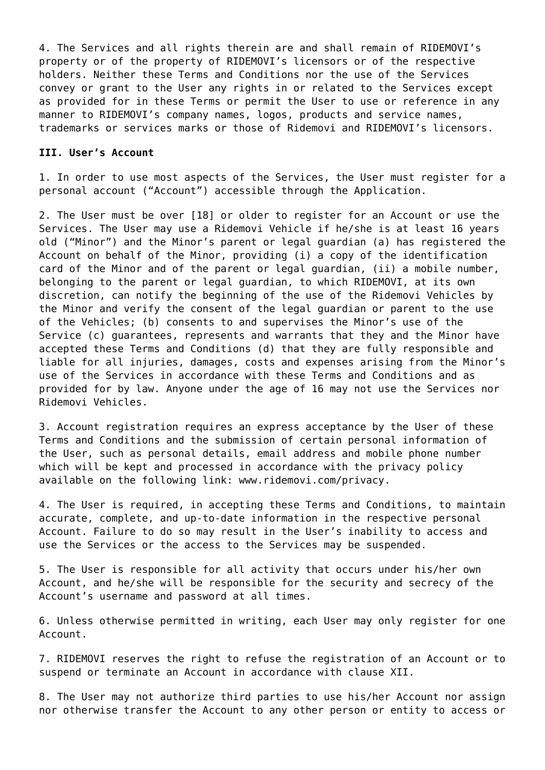4. The Services and all rights therein are and shall remain of RIDEMOVI’s property or of the property of RIDEMOVI’s licensors or of the respective holders. Neither these Terms and Conditions nor the use of the Services convey or grant to the User any rights in or related to the Services except as provided for in these Terms or permit the User to use or reference in any manner to RIDEMOVI’s company names, logos, products and service names, trademarks or services marks or those of Ridemovi and RIDEMOVI’s licensors.

**III. User’s Account**

1. In order to use most aspects of the Services, the User must register for a personal account (“Account”) accessible through the Application.

2. The User must be over [18] or older to register for an Account or use the Services. The User may use a Ridemovi Vehicle if he/she is at least 16 years old (“Minor”) and the Minor’s parent or legal guardian (a) has registered the Account on behalf of the Minor, providing (i) a copy of the identification card of the Minor and of the parent or legal guardian, (ii) a mobile number, belonging to the parent or legal guardian, to which RIDEMOVI, at its own discretion, can notify the beginning of the use of the Ridemovi Vehicles by the Minor and verify the consent of the legal guardian or parent to the use of the Vehicles; (b) consents to and supervises the Minor’s use of the Service (c) guarantees, represents and warrants that they and the Minor have accepted these Terms and Conditions (d) that they are fully responsible and liable for all injuries, damages, costs and expenses arising from the Minor’s use of the Services in accordance with these Terms and Conditions and as provided for by law. Anyone under the age of 16 may not use the Services nor Ridemovi Vehicles.

3. Account registration requires an express acceptance by the User of these Terms and Conditions and the submission of certain personal information of the User, such as personal details, email address and mobile phone number which will be kept and processed in accordance with the privacy policy available on the following link: www.ridemovi.com/privacy.

4. The User is required, in accepting these Terms and Conditions, to maintain accurate, complete, and up-to-date information in the respective personal Account. Failure to do so may result in the User’s inability to access and use the Services or the access to the Services may be suspended.

5. The User is responsible for all activity that occurs under his/her own Account, and he/she will be responsible for the security and secrecy of the Account’s username and password at all times.

6. Unless otherwise permitted in writing, each User may only register for one Account.

7. RIDEMOVI reserves the right to refuse the registration of an Account or to suspend or terminate an Account in accordance with clause XII.

8. The User may not authorize third parties to use his/her Account nor assign nor otherwise transfer the Account to any other person or entity to access or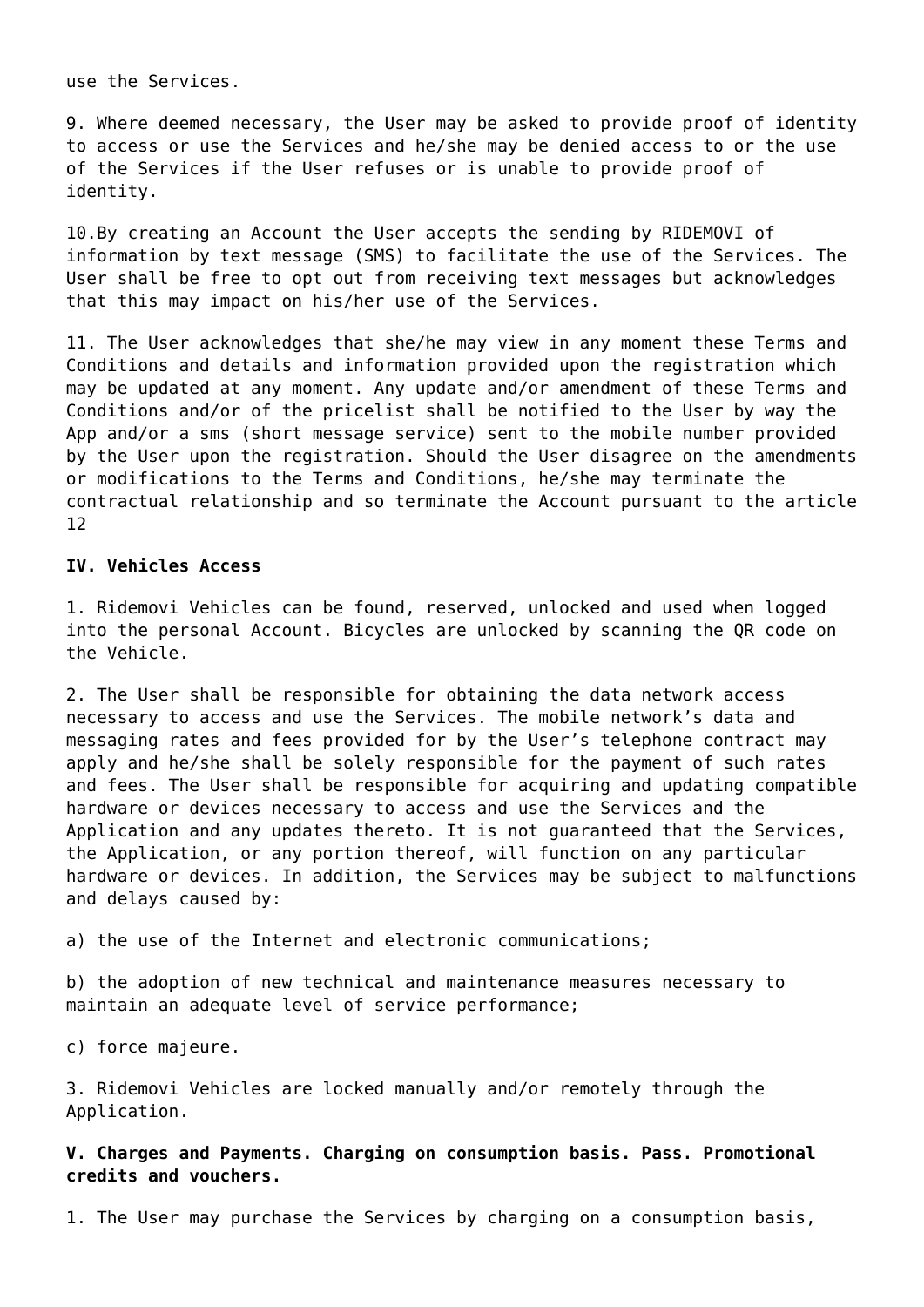use the Services.

9. Where deemed necessary, the User may be asked to provide proof of identity to access or use the Services and he/she may be denied access to or the use of the Services if the User refuses or is unable to provide proof of identity.

10.By creating an Account the User accepts the sending by RIDEMOVI of information by text message (SMS) to facilitate the use of the Services. The User shall be free to opt out from receiving text messages but acknowledges that this may impact on his/her use of the Services.

11. The User acknowledges that she/he may view in any moment these Terms and Conditions and details and information provided upon the registration which may be updated at any moment. Any update and/or amendment of these Terms and Conditions and/or of the pricelist shall be notified to the User by way the App and/or a sms (short message service) sent to the mobile number provided by the User upon the registration. Should the User disagree on the amendments or modifications to the Terms and Conditions, he/she may terminate the contractual relationship and so terminate the Account pursuant to the article 12

**IV. Vehicles Access**

1. Ridemovi Vehicles can be found, reserved, unlocked and used when logged into the personal Account. Bicycles are unlocked by scanning the QR code on the Vehicle.

2. The User shall be responsible for obtaining the data network access necessary to access and use the Services. The mobile network's data and messaging rates and fees provided for by the User's telephone contract may apply and he/she shall be solely responsible for the payment of such rates and fees. The User shall be responsible for acquiring and updating compatible hardware or devices necessary to access and use the Services and the Application and any updates thereto. It is not guaranteed that the Services, the Application, or any portion thereof, will function on any particular hardware or devices. In addition, the Services may be subject to malfunctions and delays caused by:

a) the use of the Internet and electronic communications;

b) the adoption of new technical and maintenance measures necessary to maintain an adequate level of service performance;

c) force majeure.

3. Ridemovi Vehicles are locked manually and/or remotely through the Application.

**V. Charges and Payments. Charging on consumption basis. Pass. Promotional credits and vouchers.**

1. The User may purchase the Services by charging on a consumption basis,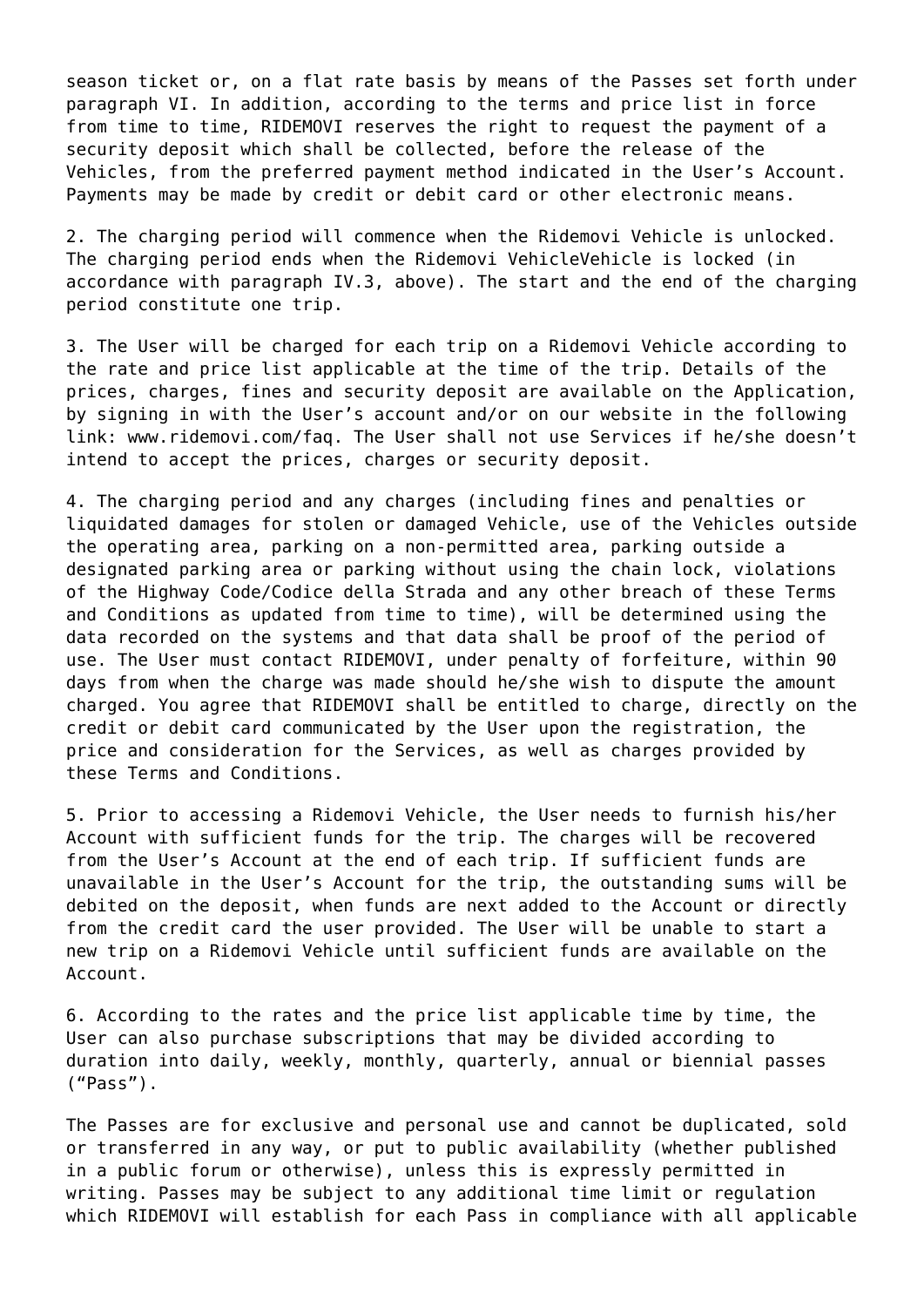season ticket or, on a flat rate basis by means of the Passes set forth under paragraph VI. In addition, according to the terms and price list in force from time to time, RIDEMOVI reserves the right to request the payment of a security deposit which shall be collected, before the release of the Vehicles, from the preferred payment method indicated in the User's Account. Payments may be made by credit or debit card or other electronic means.

2. The charging period will commence when the Ridemovi Vehicle is unlocked. The charging period ends when the Ridemovi VehicleVehicle is locked (in accordance with paragraph IV.3, above). The start and the end of the charging period constitute one trip.

3. The User will be charged for each trip on a Ridemovi Vehicle according to the rate and price list applicable at the time of the trip. Details of the prices, charges, fines and security deposit are available on the Application, by signing in with the User's account and/or on our website in the following link: www.ridemovi.com/faq. The User shall not use Services if he/she doesn't intend to accept the prices, charges or security deposit.

4. The charging period and any charges (including fines and penalties or liquidated damages for stolen or damaged Vehicle, use of the Vehicles outside the operating area, parking on a non-permitted area, parking outside a designated parking area or parking without using the chain lock, violations of the Highway Code/Codice della Strada and any other breach of these Terms and Conditions as updated from time to time), will be determined using the data recorded on the systems and that data shall be proof of the period of use. The User must contact RIDEMOVI, under penalty of forfeiture, within 90 days from when the charge was made should he/she wish to dispute the amount charged. You agree that RIDEMOVI shall be entitled to charge, directly on the credit or debit card communicated by the User upon the registration, the price and consideration for the Services, as well as charges provided by these Terms and Conditions.

5. Prior to accessing a Ridemovi Vehicle, the User needs to furnish his/her Account with sufficient funds for the trip. The charges will be recovered from the User's Account at the end of each trip. If sufficient funds are unavailable in the User's Account for the trip, the outstanding sums will be debited on the deposit, when funds are next added to the Account or directly from the credit card the user provided. The User will be unable to start a new trip on a Ridemovi Vehicle until sufficient funds are available on the Account.

6. According to the rates and the price list applicable time by time, the User can also purchase subscriptions that may be divided according to duration into daily, weekly, monthly, quarterly, annual or biennial passes ("Pass").

The Passes are for exclusive and personal use and cannot be duplicated, sold or transferred in any way, or put to public availability (whether published in a public forum or otherwise), unless this is expressly permitted in writing. Passes may be subject to any additional time limit or regulation which RIDEMOVI will establish for each Pass in compliance with all applicable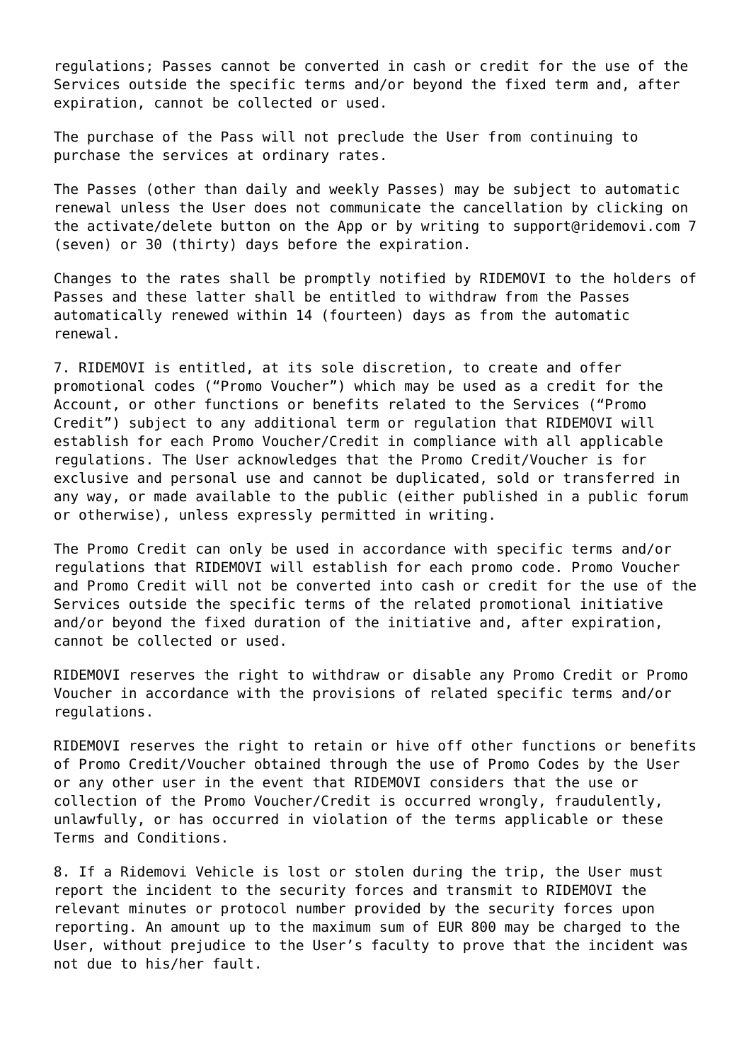regulations; Passes cannot be converted in cash or credit for the use of the Services outside the specific terms and/or beyond the fixed term and, after expiration, cannot be collected or used.

The purchase of the Pass will not preclude the User from continuing to purchase the services at ordinary rates.

The Passes (other than daily and weekly Passes) may be subject to automatic renewal unless the User does not communicate the cancellation by clicking on the activate/delete button on the App or by writing to support@ridemovi.com 7 (seven) or 30 (thirty) days before the expiration.

Changes to the rates shall be promptly notified by RIDEMOVI to the holders of Passes and these latter shall be entitled to withdraw from the Passes automatically renewed within 14 (fourteen) days as from the automatic renewal.

7. RIDEMOVI is entitled, at its sole discretion, to create and offer promotional codes ("Promo Voucher") which may be used as a credit for the Account, or other functions or benefits related to the Services ("Promo Credit") subject to any additional term or regulation that RIDEMOVI will establish for each Promo Voucher/Credit in compliance with all applicable regulations. The User acknowledges that the Promo Credit/Voucher is for exclusive and personal use and cannot be duplicated, sold or transferred in any way, or made available to the public (either published in a public forum or otherwise), unless expressly permitted in writing.

The Promo Credit can only be used in accordance with specific terms and/or regulations that RIDEMOVI will establish for each promo code. Promo Voucher and Promo Credit will not be converted into cash or credit for the use of the Services outside the specific terms of the related promotional initiative and/or beyond the fixed duration of the initiative and, after expiration, cannot be collected or used.

RIDEMOVI reserves the right to withdraw or disable any Promo Credit or Promo Voucher in accordance with the provisions of related specific terms and/or regulations.

RIDEMOVI reserves the right to retain or hive off other functions or benefits of Promo Credit/Voucher obtained through the use of Promo Codes by the User or any other user in the event that RIDEMOVI considers that the use or collection of the Promo Voucher/Credit is occurred wrongly, fraudulently, unlawfully, or has occurred in violation of the terms applicable or these Terms and Conditions.

8. If a Ridemovi Vehicle is lost or stolen during the trip, the User must report the incident to the security forces and transmit to RIDEMOVI the relevant minutes or protocol number provided by the security forces upon reporting. An amount up to the maximum sum of EUR 800 may be charged to the User, without prejudice to the User's faculty to prove that the incident was not due to his/her fault.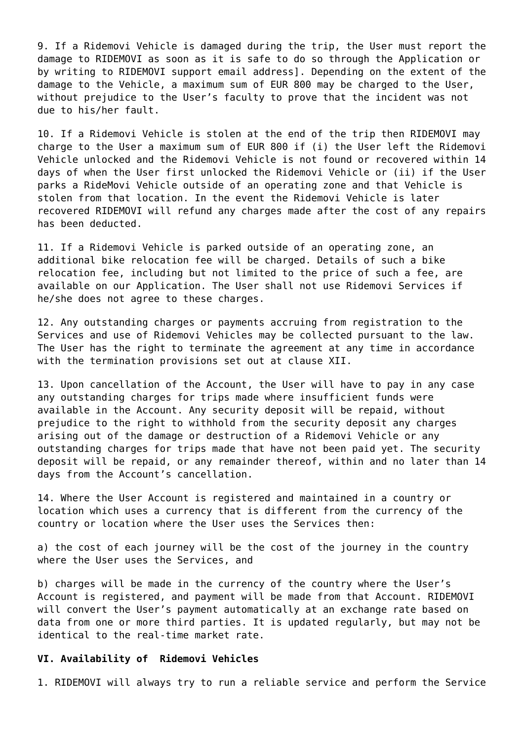9. If a Ridemovi Vehicle is damaged during the trip, the User must report the damage to RIDEMOVI as soon as it is safe to do so through the Application or by writing to RIDEMOVI support email address]. Depending on the extent of the damage to the Vehicle, a maximum sum of EUR 800 may be charged to the User, without prejudice to the User's faculty to prove that the incident was not due to his/her fault.

10. If a Ridemovi Vehicle is stolen at the end of the trip then RIDEMOVI may charge to the User a maximum sum of EUR 800 if (i) the User left the Ridemovi Vehicle unlocked and the Ridemovi Vehicle is not found or recovered within 14 days of when the User first unlocked the Ridemovi Vehicle or (ii) if the User parks a RideMovi Vehicle outside of an operating zone and that Vehicle is stolen from that location. In the event the Ridemovi Vehicle is later recovered RIDEMOVI will refund any charges made after the cost of any repairs has been deducted.

11. If a Ridemovi Vehicle is parked outside of an operating zone, an additional bike relocation fee will be charged. Details of such a bike relocation fee, including but not limited to the price of such a fee, are available on our Application. The User shall not use Ridemovi Services if he/she does not agree to these charges.

12. Any outstanding charges or payments accruing from registration to the Services and use of Ridemovi Vehicles may be collected pursuant to the law. The User has the right to terminate the agreement at any time in accordance with the termination provisions set out at clause XII.

13. Upon cancellation of the Account, the User will have to pay in any case any outstanding charges for trips made where insufficient funds were available in the Account. Any security deposit will be repaid, without prejudice to the right to withhold from the security deposit any charges arising out of the damage or destruction of a Ridemovi Vehicle or any outstanding charges for trips made that have not been paid yet. The security deposit will be repaid, or any remainder thereof, within and no later than 14 days from the Account's cancellation.

14. Where the User Account is registered and maintained in a country or location which uses a currency that is different from the currency of the country or location where the User uses the Services then:

a) the cost of each journey will be the cost of the journey in the country where the User uses the Services, and

b) charges will be made in the currency of the country where the User's Account is registered, and payment will be made from that Account. RIDEMOVI will convert the User's payment automatically at an exchange rate based on data from one or more third parties. It is updated regularly, but may not be identical to the real-time market rate.

**VI. Availability of Ridemovi Vehicles**

1. RIDEMOVI will always try to run a reliable service and perform the Service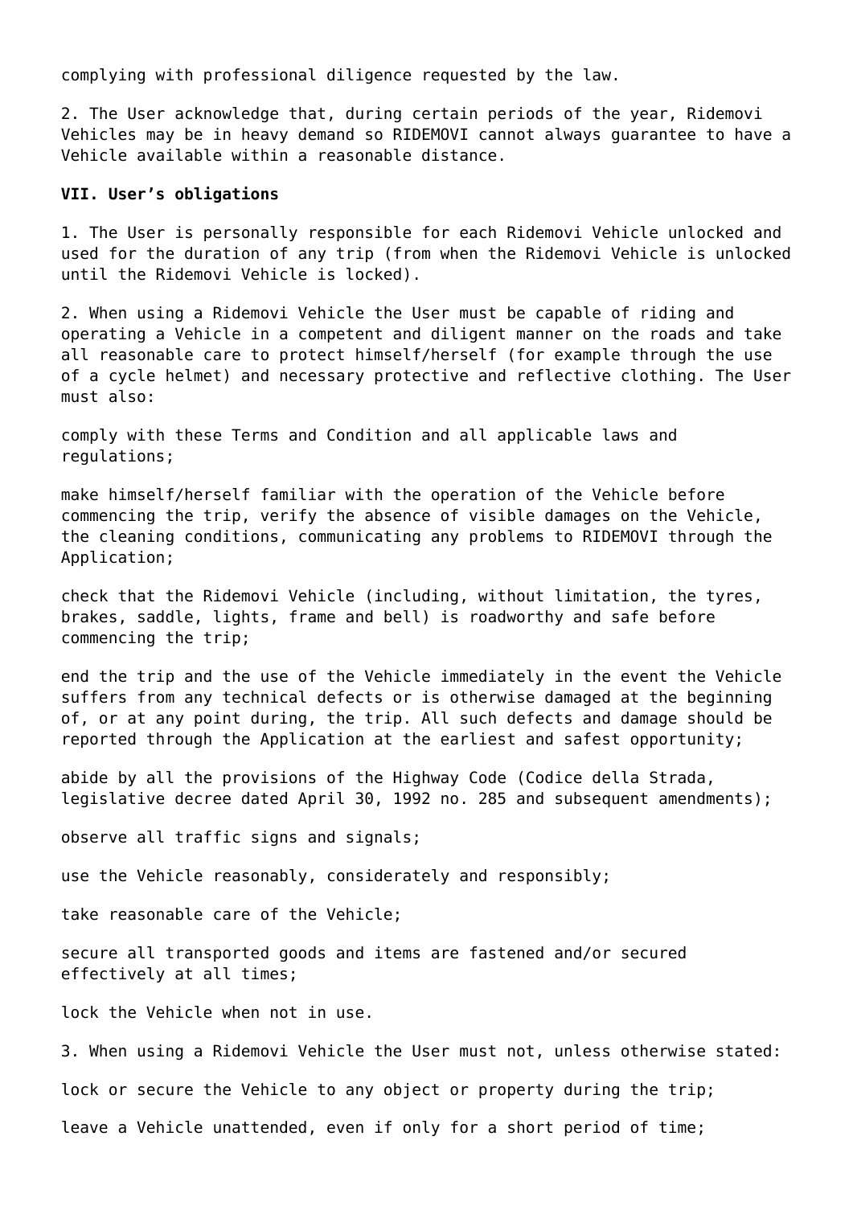complying with professional diligence requested by the law.

2. The User acknowledge that, during certain periods of the year, Ridemovi Vehicles may be in heavy demand so RIDEMOVI cannot always guarantee to have a Vehicle available within a reasonable distance.

**VII. User's obligations**

1. The User is personally responsible for each Ridemovi Vehicle unlocked and used for the duration of any trip (from when the Ridemovi Vehicle is unlocked until the Ridemovi Vehicle is locked).

2. When using a Ridemovi Vehicle the User must be capable of riding and operating a Vehicle in a competent and diligent manner on the roads and take all reasonable care to protect himself/herself (for example through the use of a cycle helmet) and necessary protective and reflective clothing. The User must also:

comply with these Terms and Condition and all applicable laws and regulations;

make himself/herself familiar with the operation of the Vehicle before commencing the trip, verify the absence of visible damages on the Vehicle, the cleaning conditions, communicating any problems to RIDEMOVI through the Application;

check that the Ridemovi Vehicle (including, without limitation, the tyres, brakes, saddle, lights, frame and bell) is roadworthy and safe before commencing the trip;

end the trip and the use of the Vehicle immediately in the event the Vehicle suffers from any technical defects or is otherwise damaged at the beginning of, or at any point during, the trip. All such defects and damage should be reported through the Application at the earliest and safest opportunity;

abide by all the provisions of the Highway Code (Codice della Strada, legislative decree dated April 30, 1992 no. 285 and subsequent amendments);

observe all traffic signs and signals;

use the Vehicle reasonably, considerately and responsibly;

take reasonable care of the Vehicle;

secure all transported goods and items are fastened and/or secured effectively at all times;

lock the Vehicle when not in use.

3. When using a Ridemovi Vehicle the User must not, unless otherwise stated:

lock or secure the Vehicle to any object or property during the trip;

leave a Vehicle unattended, even if only for a short period of time;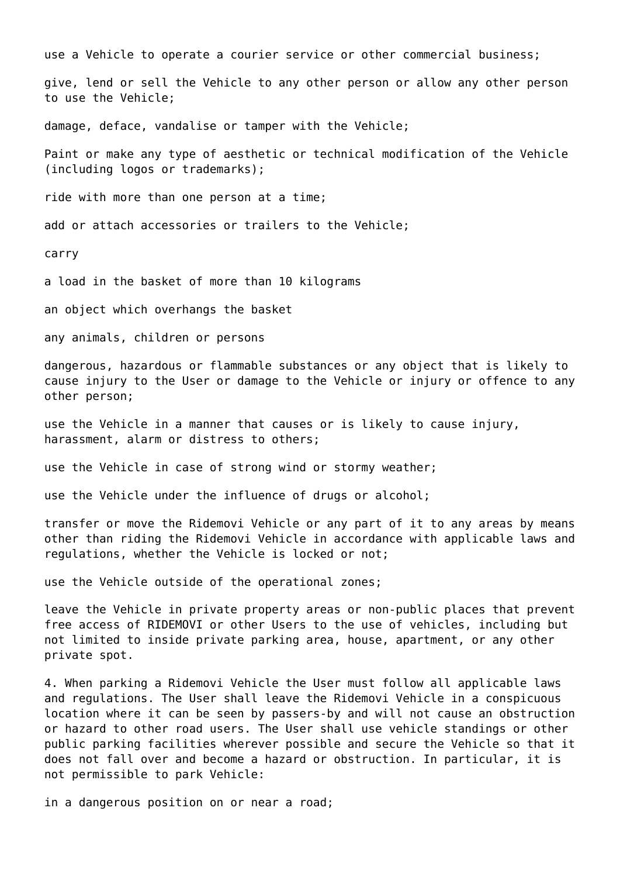use a Vehicle to operate a courier service or other commercial business;

give, lend or sell the Vehicle to any other person or allow any other person to use the Vehicle;

damage, deface, vandalise or tamper with the Vehicle;

Paint or make any type of aesthetic or technical modification of the Vehicle (including logos or trademarks);

ride with more than one person at a time;

add or attach accessories or trailers to the Vehicle;

carry

a load in the basket of more than 10 kilograms

an object which overhangs the basket

any animals, children or persons

dangerous, hazardous or flammable substances or any object that is likely to cause injury to the User or damage to the Vehicle or injury or offence to any other person;

use the Vehicle in a manner that causes or is likely to cause injury, harassment, alarm or distress to others;

use the Vehicle in case of strong wind or stormy weather;

use the Vehicle under the influence of drugs or alcohol;

transfer or move the Ridemovi Vehicle or any part of it to any areas by means other than riding the Ridemovi Vehicle in accordance with applicable laws and regulations, whether the Vehicle is locked or not;

use the Vehicle outside of the operational zones;

leave the Vehicle in private property areas or non-public places that prevent free access of RIDEMOVI or other Users to the use of vehicles, including but not limited to inside private parking area, house, apartment, or any other private spot.

4. When parking a Ridemovi Vehicle the User must follow all applicable laws and regulations. The User shall leave the Ridemovi Vehicle in a conspicuous location where it can be seen by passers-by and will not cause an obstruction or hazard to other road users. The User shall use vehicle standings or other public parking facilities wherever possible and secure the Vehicle so that it does not fall over and become a hazard or obstruction. In particular, it is not permissible to park Vehicle:

in a dangerous position on or near a road;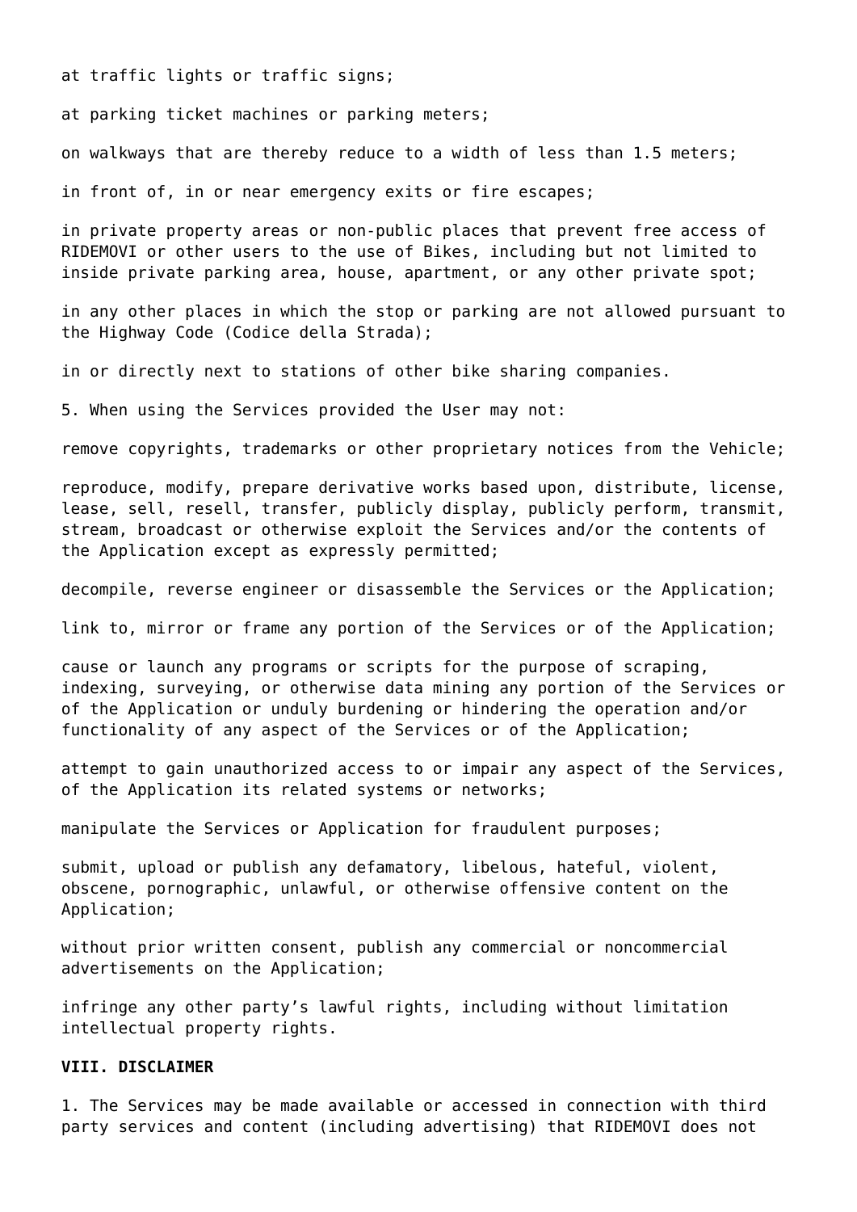at traffic lights or traffic signs;

at parking ticket machines or parking meters;

on walkways that are thereby reduce to a width of less than 1.5 meters;

in front of, in or near emergency exits or fire escapes;

in private property areas or non-public places that prevent free access of RIDEMOVI or other users to the use of Bikes, including but not limited to inside private parking area, house, apartment, or any other private spot;

in any other places in which the stop or parking are not allowed pursuant to the Highway Code (Codice della Strada);

in or directly next to stations of other bike sharing companies.

5. When using the Services provided the User may not:

remove copyrights, trademarks or other proprietary notices from the Vehicle;

reproduce, modify, prepare derivative works based upon, distribute, license, lease, sell, resell, transfer, publicly display, publicly perform, transmit, stream, broadcast or otherwise exploit the Services and/or the contents of the Application except as expressly permitted;

decompile, reverse engineer or disassemble the Services or the Application;

link to, mirror or frame any portion of the Services or of the Application;

cause or launch any programs or scripts for the purpose of scraping, indexing, surveying, or otherwise data mining any portion of the Services or of the Application or unduly burdening or hindering the operation and/or functionality of any aspect of the Services or of the Application;

attempt to gain unauthorized access to or impair any aspect of the Services, of the Application its related systems or networks;

manipulate the Services or Application for fraudulent purposes;

submit, upload or publish any defamatory, libelous, hateful, violent, obscene, pornographic, unlawful, or otherwise offensive content on the Application;

without prior written consent, publish any commercial or noncommercial advertisements on the Application;

infringe any other party's lawful rights, including without limitation intellectual property rights.

**VIII. DISCLAIMER**

1. The Services may be made available or accessed in connection with third party services and content (including advertising) that RIDEMOVI does not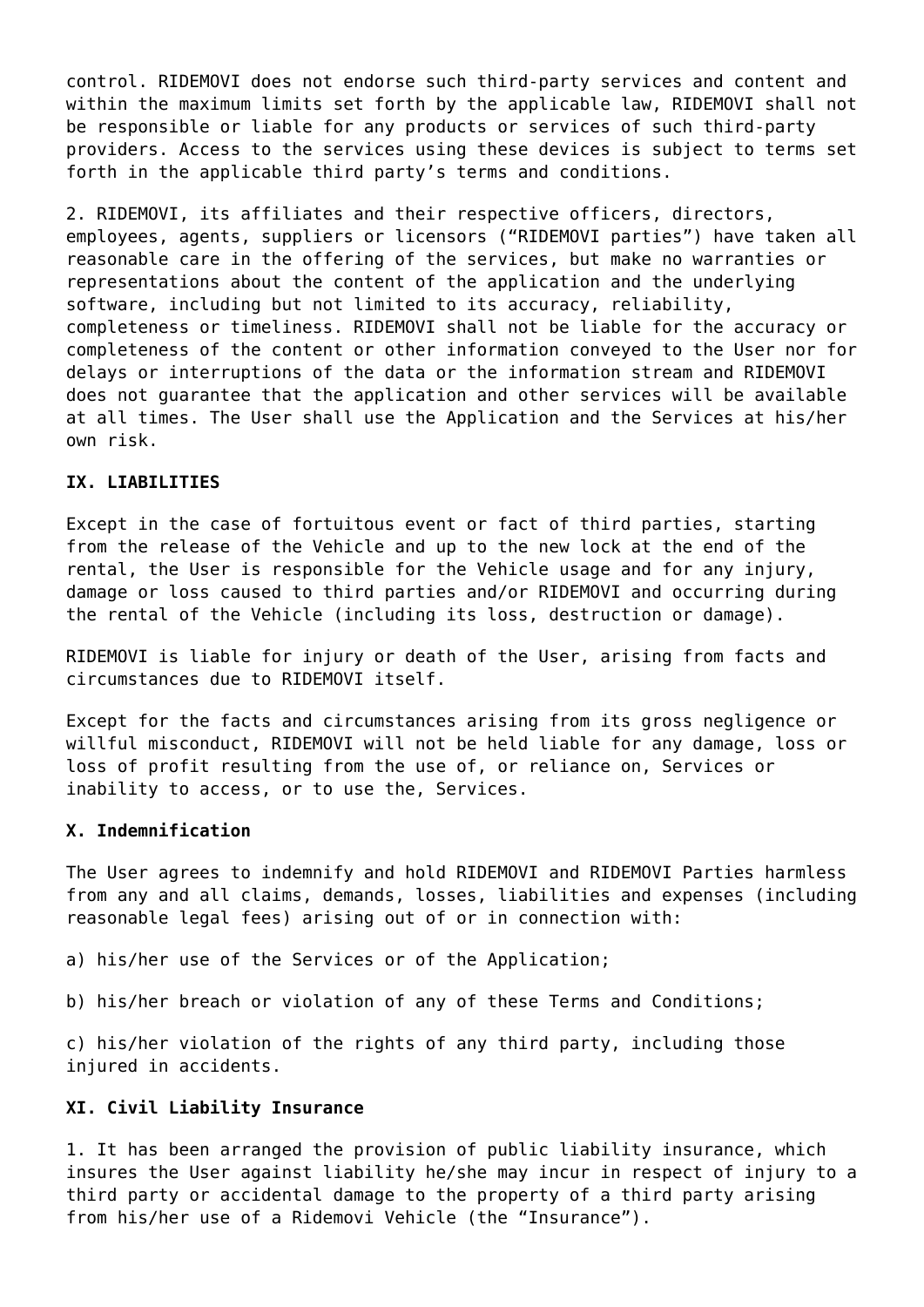control. RIDEMOVI does not endorse such third-party services and content and within the maximum limits set forth by the applicable law, RIDEMOVI shall not be responsible or liable for any products or services of such third-party providers. Access to the services using these devices is subject to terms set forth in the applicable third party's terms and conditions.

2. RIDEMOVI, its affiliates and their respective officers, directors, employees, agents, suppliers or licensors ("RIDEMOVI parties") have taken all reasonable care in the offering of the services, but make no warranties or representations about the content of the application and the underlying software, including but not limited to its accuracy, reliability, completeness or timeliness. RIDEMOVI shall not be liable for the accuracy or completeness of the content or other information conveyed to the User nor for delays or interruptions of the data or the information stream and RIDEMOVI does not guarantee that the application and other services will be available at all times. The User shall use the Application and the Services at his/her own risk.

**IX. LIABILITIES**

Except in the case of fortuitous event or fact of third parties, starting from the release of the Vehicle and up to the new lock at the end of the rental, the User is responsible for the Vehicle usage and for any injury, damage or loss caused to third parties and/or RIDEMOVI and occurring during the rental of the Vehicle (including its loss, destruction or damage).

RIDEMOVI is liable for injury or death of the User, arising from facts and circumstances due to RIDEMOVI itself.

Except for the facts and circumstances arising from its gross negligence or willful misconduct, RIDEMOVI will not be held liable for any damage, loss or loss of profit resulting from the use of, or reliance on, Services or inability to access, or to use the, Services.

**X. Indemnification**

The User agrees to indemnify and hold RIDEMOVI and RIDEMOVI Parties harmless from any and all claims, demands, losses, liabilities and expenses (including reasonable legal fees) arising out of or in connection with:

a) his/her use of the Services or of the Application;

b) his/her breach or violation of any of these Terms and Conditions;

c) his/her violation of the rights of any third party, including those injured in accidents.

**XI. Civil Liability Insurance**

1. It has been arranged the provision of public liability insurance, which insures the User against liability he/she may incur in respect of injury to a third party or accidental damage to the property of a third party arising from his/her use of a Ridemovi Vehicle (the "Insurance").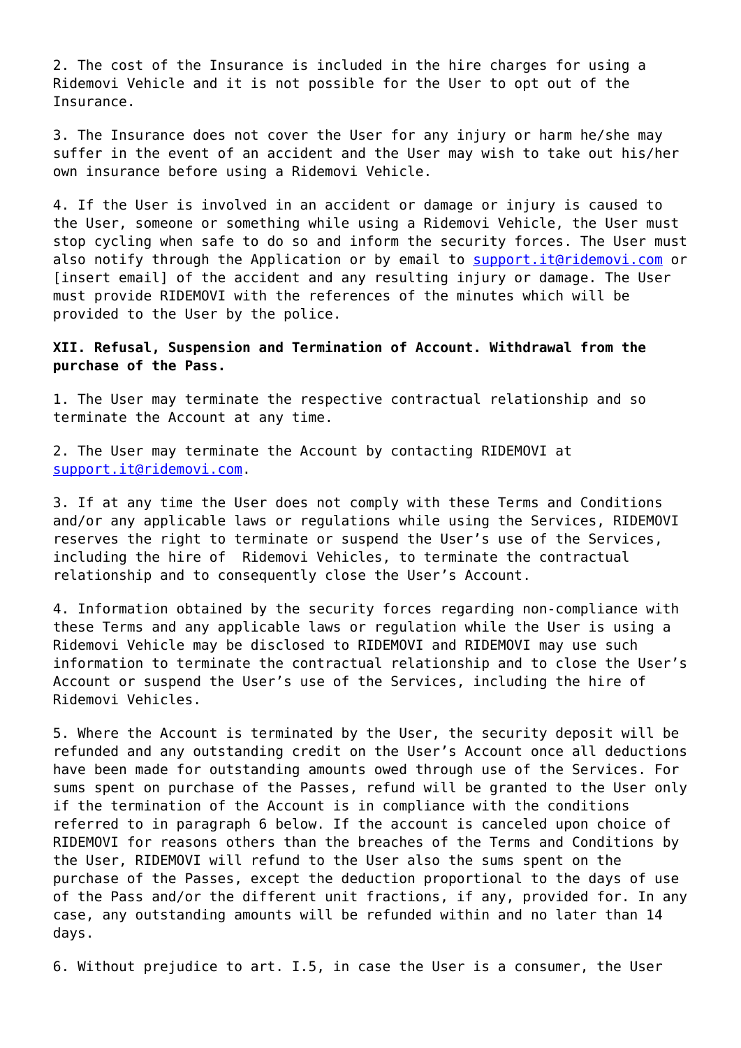2. The cost of the Insurance is included in the hire charges for using a Ridemovi Vehicle and it is not possible for the User to opt out of the Insurance.

3. The Insurance does not cover the User for any injury or harm he/she may suffer in the event of an accident and the User may wish to take out his/her own insurance before using a Ridemovi Vehicle.

4. If the User is involved in an accident or damage or injury is caused to the User, someone or something while using a Ridemovi Vehicle, the User must stop cycling when safe to do so and inform the security forces. The User must also notify through the Application or by email to support.it@ridemovi.com or [insert email] of the accident and any resulting injury or damage. The User must provide RIDEMOVI with the references of the minutes which will be provided to the User by the police.

**XII. Refusal, Suspension and Termination of Account. Withdrawal from the purchase of the Pass.**

1. The User may terminate the respective contractual relationship and so terminate the Account at any time.

2. The User may terminate the Account by contacting RIDEMOVI at support.it@ridemovi.com.

3. If at any time the User does not comply with these Terms and Conditions and/or any applicable laws or regulations while using the Services, RIDEMOVI reserves the right to terminate or suspend the User's use of the Services, including the hire of Ridemovi Vehicles, to terminate the contractual relationship and to consequently close the User's Account.

4. Information obtained by the security forces regarding non-compliance with these Terms and any applicable laws or regulation while the User is using a Ridemovi Vehicle may be disclosed to RIDEMOVI and RIDEMOVI may use such information to terminate the contractual relationship and to close the User's Account or suspend the User's use of the Services, including the hire of Ridemovi Vehicles.

5. Where the Account is terminated by the User, the security deposit will be refunded and any outstanding credit on the User's Account once all deductions have been made for outstanding amounts owed through use of the Services. For sums spent on purchase of the Passes, refund will be granted to the User only if the termination of the Account is in compliance with the conditions referred to in paragraph 6 below. If the account is canceled upon choice of RIDEMOVI for reasons others than the breaches of the Terms and Conditions by the User, RIDEMOVI will refund to the User also the sums spent on the purchase of the Passes, except the deduction proportional to the days of use of the Pass and/or the different unit fractions, if any, provided for. In any case, any outstanding amounts will be refunded within and no later than 14 days.

6. Without prejudice to art. I.5, in case the User is a consumer, the User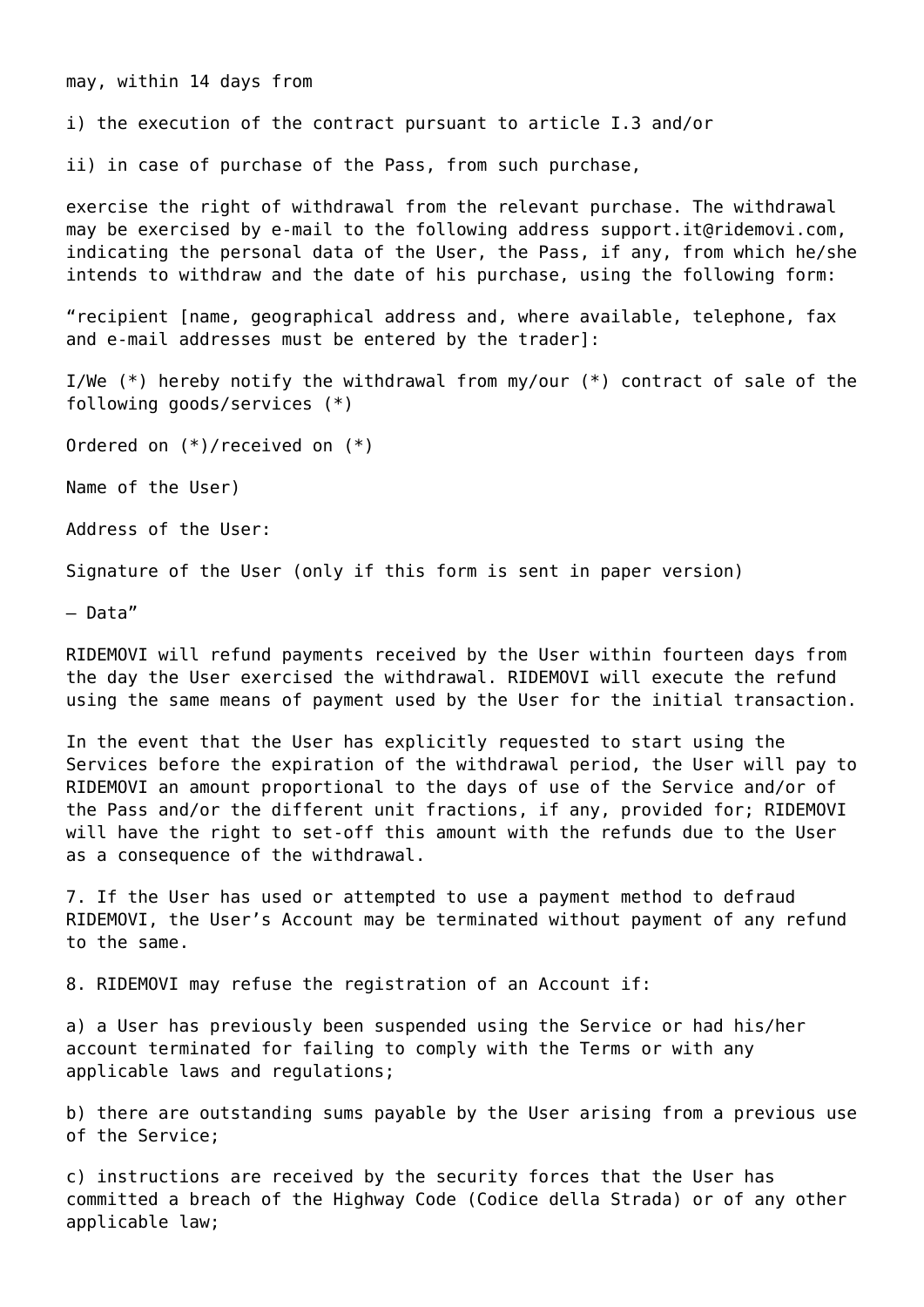may, within 14 days from

i) the execution of the contract pursuant to article I.3 and/or

ii) in case of purchase of the Pass, from such purchase,

exercise the right of withdrawal from the relevant purchase. The withdrawal may be exercised by e-mail to the following address support.it@ridemovi.com, indicating the personal data of the User, the Pass, if any, from which he/she intends to withdraw and the date of his purchase, using the following form:

“recipient [name, geographical address and, where available, telephone, fax and e-mail addresses must be entered by the trader]:

I/We (*) hereby notify the withdrawal from my/our (*) contract of sale of the following goods/services (*)

Ordered on (*)/received on (*)

Name of the User)

Address of the User:

Signature of the User (only if this form is sent in paper version)

– Data”

RIDEMOVI will refund payments received by the User within fourteen days from the day the User exercised the withdrawal. RIDEMOVI will execute the refund using the same means of payment used by the User for the initial transaction.

In the event that the User has explicitly requested to start using the Services before the expiration of the withdrawal period, the User will pay to RIDEMOVI an amount proportional to the days of use of the Service and/or of the Pass and/or the different unit fractions, if any, provided for; RIDEMOVI will have the right to set-off this amount with the refunds due to the User as a consequence of the withdrawal.

7. If the User has used or attempted to use a payment method to defraud RIDEMOVI, the User’s Account may be terminated without payment of any refund to the same.

8. RIDEMOVI may refuse the registration of an Account if:

a) a User has previously been suspended using the Service or had his/her account terminated for failing to comply with the Terms or with any applicable laws and regulations;

b) there are outstanding sums payable by the User arising from a previous use of the Service;

c) instructions are received by the security forces that the User has committed a breach of the Highway Code (Codice della Strada) or of any other applicable law;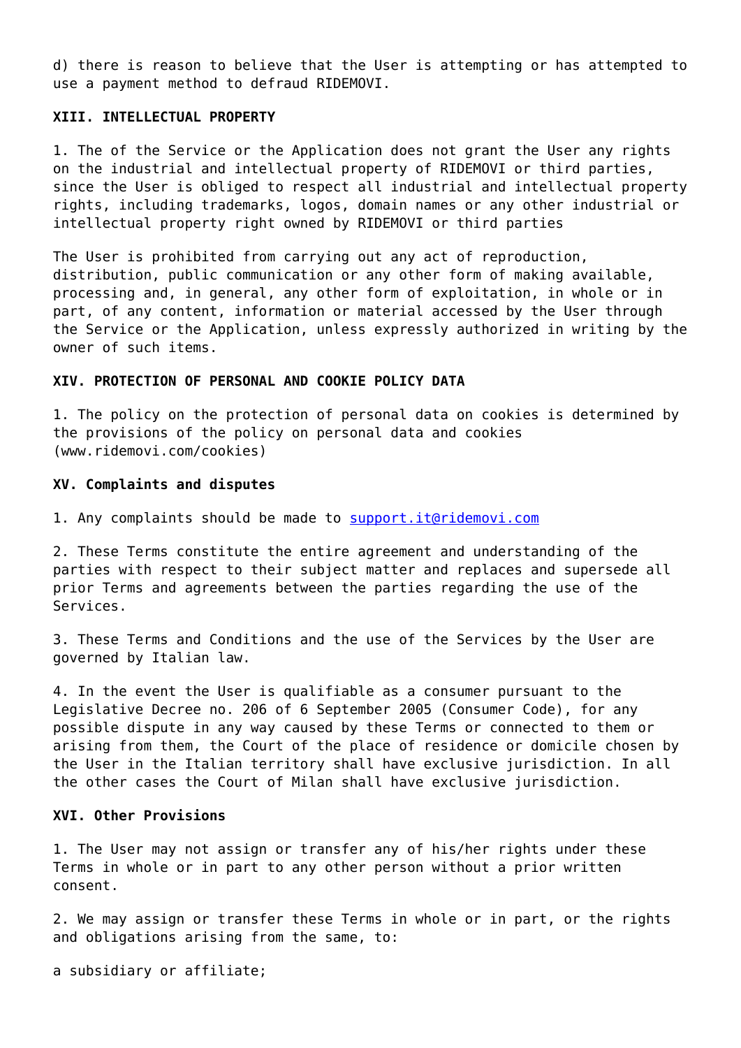d) there is reason to believe that the User is attempting or has attempted to use a payment method to defraud RIDEMOVI.

**XIII. INTELLECTUAL PROPERTY**

1. The of the Service or the Application does not grant the User any rights on the industrial and intellectual property of RIDEMOVI or third parties, since the User is obliged to respect all industrial and intellectual property rights, including trademarks, logos, domain names or any other industrial or intellectual property right owned by RIDEMOVI or third parties

The User is prohibited from carrying out any act of reproduction, distribution, public communication or any other form of making available, processing and, in general, any other form of exploitation, in whole or in part, of any content, information or material accessed by the User through the Service or the Application, unless expressly authorized in writing by the owner of such items.

**XIV. PROTECTION OF PERSONAL AND COOKIE POLICY DATA**

1. The policy on the protection of personal data on cookies is determined by the provisions of the policy on personal data and cookies (www.ridemovi.com/cookies)

**XV. Complaints and disputes**

1. Any complaints should be made to [support.it@ridemovi.com](mailto:support.it@ridemovi.com)

2. These Terms constitute the entire agreement and understanding of the parties with respect to their subject matter and replaces and supersede all prior Terms and agreements between the parties regarding the use of the Services.

3. These Terms and Conditions and the use of the Services by the User are governed by Italian law.

4. In the event the User is qualifiable as a consumer pursuant to the Legislative Decree no. 206 of 6 September 2005 (Consumer Code), for any possible dispute in any way caused by these Terms or connected to them or arising from them, the Court of the place of residence or domicile chosen by the User in the Italian territory shall have exclusive jurisdiction. In all the other cases the Court of Milan shall have exclusive jurisdiction.

**XVI. Other Provisions**

1. The User may not assign or transfer any of his/her rights under these Terms in whole or in part to any other person without a prior written consent.

2. We may assign or transfer these Terms in whole or in part, or the rights and obligations arising from the same, to:

a subsidiary or affiliate;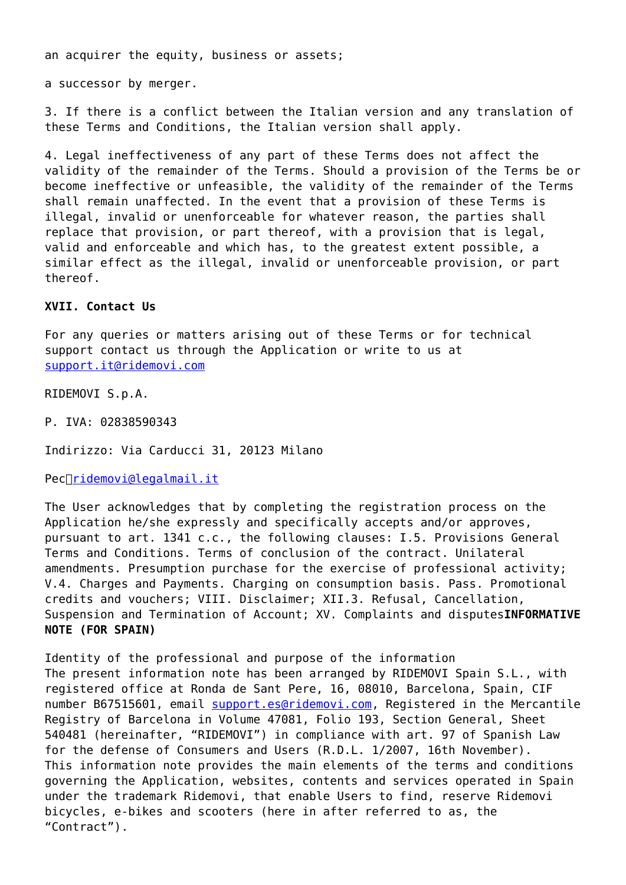an acquirer the equity, business or assets;

a successor by merger.

3. If there is a conflict between the Italian version and any translation of these Terms and Conditions, the Italian version shall apply.

4. Legal ineffectiveness of any part of these Terms does not affect the validity of the remainder of the Terms. Should a provision of the Terms be or become ineffective or unfeasible, the validity of the remainder of the Terms shall remain unaffected. In the event that a provision of these Terms is illegal, invalid or unenforceable for whatever reason, the parties shall replace that provision, or part thereof, with a provision that is legal, valid and enforceable and which has, to the greatest extent possible, a similar effect as the illegal, invalid or unenforceable provision, or part thereof.

**XVII. Contact Us**

For any queries or matters arising out of these Terms or for technical support contact us through the Application or write to us at support.it@ridemovi.com

RIDEMOVI S.p.A.

P. IVA: 02838590343

Indirizzo: Via Carducci 31, 20123 Milano

Pec：ridemovi@legalmail.it

The User acknowledges that by completing the registration process on the Application he/she expressly and specifically accepts and/or approves, pursuant to art. 1341 c.c., the following clauses: I.5. Provisions General Terms and Conditions. Terms of conclusion of the contract. Unilateral amendments. Presumption purchase for the exercise of professional activity; V.4. Charges and Payments. Charging on consumption basis. Pass. Promotional credits and vouchers; VIII. Disclaimer; XII.3. Refusal, Cancellation, Suspension and Termination of Account; XV. Complaints and disputes**INFORMATIVE NOTE (FOR SPAIN)**

Identity of the professional and purpose of the information
The present information note has been arranged by RIDEMOVI Spain S.L., with registered office at Ronda de Sant Pere, 16, 08010, Barcelona, Spain, CIF number B67515601, email support.es@ridemovi.com, Registered in the Mercantile Registry of Barcelona in Volume 47081, Folio 193, Section General, Sheet 540481 (hereinafter, "RIDEMOVI") in compliance with art. 97 of Spanish Law for the defense of Consumers and Users (R.D.L. 1/2007, 16th November). This information note provides the main elements of the terms and conditions governing the Application, websites, contents and services operated in Spain under the trademark Ridemovi, that enable Users to find, reserve Ridemovi bicycles, e-bikes and scooters (here in after referred to as, the "Contract").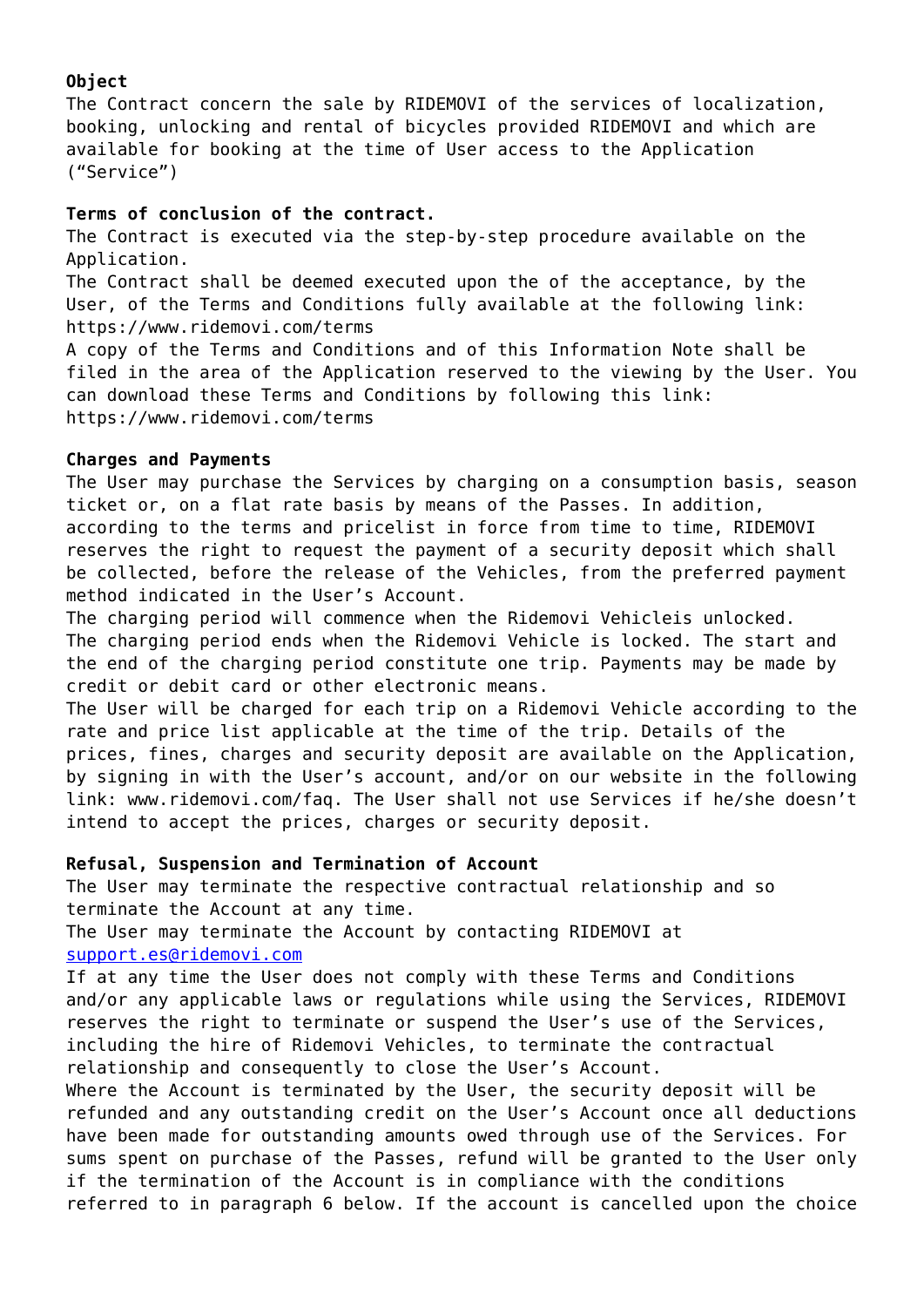**Object**

The Contract concern the sale by RIDEMOVI of the services of localization, booking, unlocking and rental of bicycles provided RIDEMOVI and which are available for booking at the time of User access to the Application (“Service”)

**Terms of conclusion of the contract.**

The Contract is executed via the step-by-step procedure available on the Application.

The Contract shall be deemed executed upon the of the acceptance, by the User, of the Terms and Conditions fully available at the following link: https://www.ridemovi.com/terms

A copy of the Terms and Conditions and of this Information Note shall be filed in the area of the Application reserved to the viewing by the User. You can download these Terms and Conditions by following this link: https://www.ridemovi.com/terms

**Charges and Payments**

The User may purchase the Services by charging on a consumption basis, season ticket or, on a flat rate basis by means of the Passes. In addition, according to the terms and pricelist in force from time to time, RIDEMOVI reserves the right to request the payment of a security deposit which shall be collected, before the release of the Vehicles, from the preferred payment method indicated in the User’s Account.

The charging period will commence when the Ridemovi Vehicleis unlocked. The charging period ends when the Ridemovi Vehicle is locked. The start and the end of the charging period constitute one trip. Payments may be made by credit or debit card or other electronic means.

The User will be charged for each trip on a Ridemovi Vehicle according to the rate and price list applicable at the time of the trip. Details of the prices, fines, charges and security deposit are available on the Application, by signing in with the User’s account, and/or on our website in the following link: www.ridemovi.com/faq. The User shall not use Services if he/she doesn’t intend to accept the prices, charges or security deposit.

**Refusal, Suspension and Termination of Account**

The User may terminate the respective contractual relationship and so terminate the Account at any time.

The User may terminate the Account by contacting RIDEMOVI at [support.es@ridemovi.com](mailto:support.es@ridemovi.com)

If at any time the User does not comply with these Terms and Conditions and/or any applicable laws or regulations while using the Services, RIDEMOVI reserves the right to terminate or suspend the User’s use of the Services, including the hire of Ridemovi Vehicles, to terminate the contractual relationship and consequently to close the User’s Account.

Where the Account is terminated by the User, the security deposit will be refunded and any outstanding credit on the User’s Account once all deductions have been made for outstanding amounts owed through use of the Services. For sums spent on purchase of the Passes, refund will be granted to the User only if the termination of the Account is in compliance with the conditions referred to in paragraph 6 below. If the account is cancelled upon the choice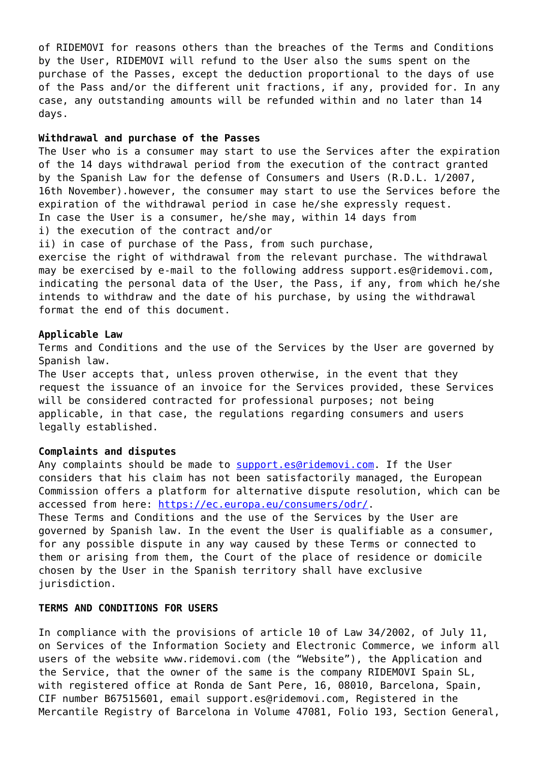of RIDEMOVI for reasons others than the breaches of the Terms and Conditions by the User, RIDEMOVI will refund to the User also the sums spent on the purchase of the Passes, except the deduction proportional to the days of use of the Pass and/or the different unit fractions, if any, provided for. In any case, any outstanding amounts will be refunded within and no later than 14 days.

**Withdrawal and purchase of the Passes**

The User who is a consumer may start to use the Services after the expiration of the 14 days withdrawal period from the execution of the contract granted by the Spanish Law for the defense of Consumers and Users (R.D.L. 1/2007, 16th November).however, the consumer may start to use the Services before the expiration of the withdrawal period in case he/she expressly request.
In case the User is a consumer, he/she may, within 14 days from
i) the execution of the contract and/or
ii) in case of purchase of the Pass, from such purchase,
exercise the right of withdrawal from the relevant purchase. The withdrawal may be exercised by e-mail to the following address support.es@ridemovi.com, indicating the personal data of the User, the Pass, if any, from which he/she intends to withdraw and the date of his purchase, by using the withdrawal format the end of this document.

**Applicable Law**

Terms and Conditions and the use of the Services by the User are governed by Spanish law.
The User accepts that, unless proven otherwise, in the event that they request the issuance of an invoice for the Services provided, these Services will be considered contracted for professional purposes; not being applicable, in that case, the regulations regarding consumers and users legally established.

**Complaints and disputes**

Any complaints should be made to [support.es@ridemovi.com](mailto:support.es@ridemovi.com). If the User considers that his claim has not been satisfactorily managed, the European Commission offers a platform for alternative dispute resolution, which can be accessed from here: [https://ec.europa.eu/consumers/odr/](https://ec.europa.eu/consumers/odr/).
These Terms and Conditions and the use of the Services by the User are governed by Spanish law. In the event the User is qualifiable as a consumer, for any possible dispute in any way caused by these Terms or connected to them or arising from them, the Court of the place of residence or domicile chosen by the User in the Spanish territory shall have exclusive jurisdiction.

**TERMS AND CONDITIONS FOR USERS**

In compliance with the provisions of article 10 of Law 34/2002, of July 11, on Services of the Information Society and Electronic Commerce, we inform all users of the website www.ridemovi.com (the "Website"), the Application and the Service, that the owner of the same is the company RIDEMOVI Spain SL, with registered office at Ronda de Sant Pere, 16, 08010, Barcelona, Spain, CIF number B67515601, email support.es@ridemovi.com, Registered in the Mercantile Registry of Barcelona in Volume 47081, Folio 193, Section General,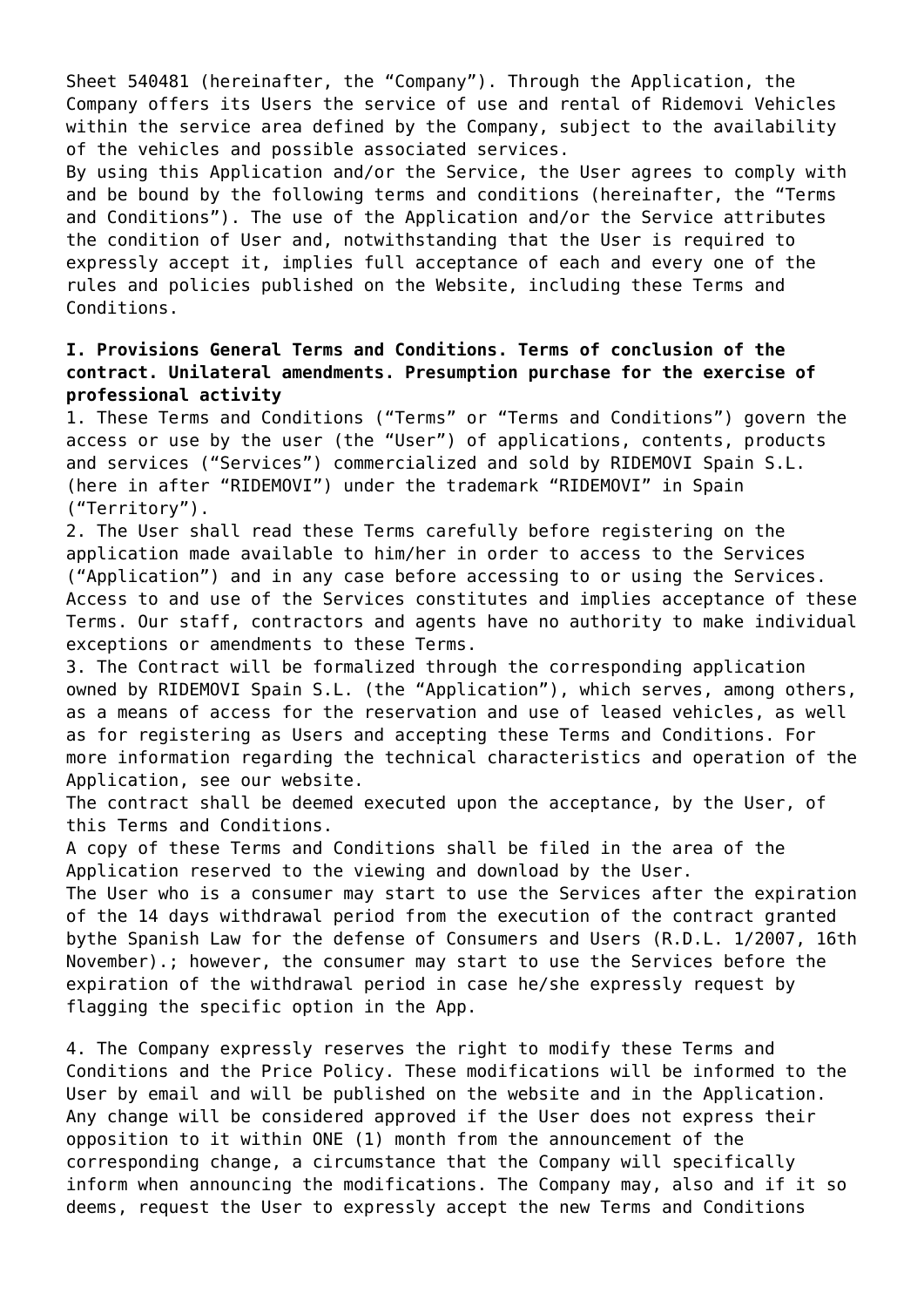Sheet 540481 (hereinafter, the “Company”). Through the Application, the Company offers its Users the service of use and rental of Ridemovi Vehicles within the service area defined by the Company, subject to the availability of the vehicles and possible associated services.
By using this Application and/or the Service, the User agrees to comply with and be bound by the following terms and conditions (hereinafter, the “Terms and Conditions”). The use of the Application and/or the Service attributes the condition of User and, notwithstanding that the User is required to expressly accept it, implies full acceptance of each and every one of the rules and policies published on the Website, including these Terms and Conditions.

**I. Provisions General Terms and Conditions. Terms of conclusion of the contract. Unilateral amendments. Presumption purchase for the exercise of professional activity**

1. These Terms and Conditions (“Terms” or “Terms and Conditions”) govern the access or use by the user (the “User”) of applications, contents, products and services (“Services”) commercialized and sold by RIDEMOVI Spain S.L. (here in after “RIDEMOVI”) under the trademark “RIDEMOVI” in Spain (“Territory”).
2. The User shall read these Terms carefully before registering on the application made available to him/her in order to access to the Services (“Application”) and in any case before accessing to or using the Services. Access to and use of the Services constitutes and implies acceptance of these Terms. Our staff, contractors and agents have no authority to make individual exceptions or amendments to these Terms.
3. The Contract will be formalized through the corresponding application owned by RIDEMOVI Spain S.L. (the “Application”), which serves, among others, as a means of access for the reservation and use of leased vehicles, as well as for registering as Users and accepting these Terms and Conditions. For more information regarding the technical characteristics and operation of the Application, see our website.
The contract shall be deemed executed upon the acceptance, by the User, of this Terms and Conditions.
A copy of these Terms and Conditions shall be filed in the area of the Application reserved to the viewing and download by the User.
The User who is a consumer may start to use the Services after the expiration of the 14 days withdrawal period from the execution of the contract granted bythe Spanish Law for the defense of Consumers and Users (R.D.L. 1/2007, 16th November).; however, the consumer may start to use the Services before the expiration of the withdrawal period in case he/she expressly request by flagging the specific option in the App.

4. The Company expressly reserves the right to modify these Terms and Conditions and the Price Policy. These modifications will be informed to the User by email and will be published on the website and in the Application. Any change will be considered approved if the User does not express their opposition to it within ONE (1) month from the announcement of the corresponding change, a circumstance that the Company will specifically inform when announcing the modifications. The Company may, also and if it so deems, request the User to expressly accept the new Terms and Conditions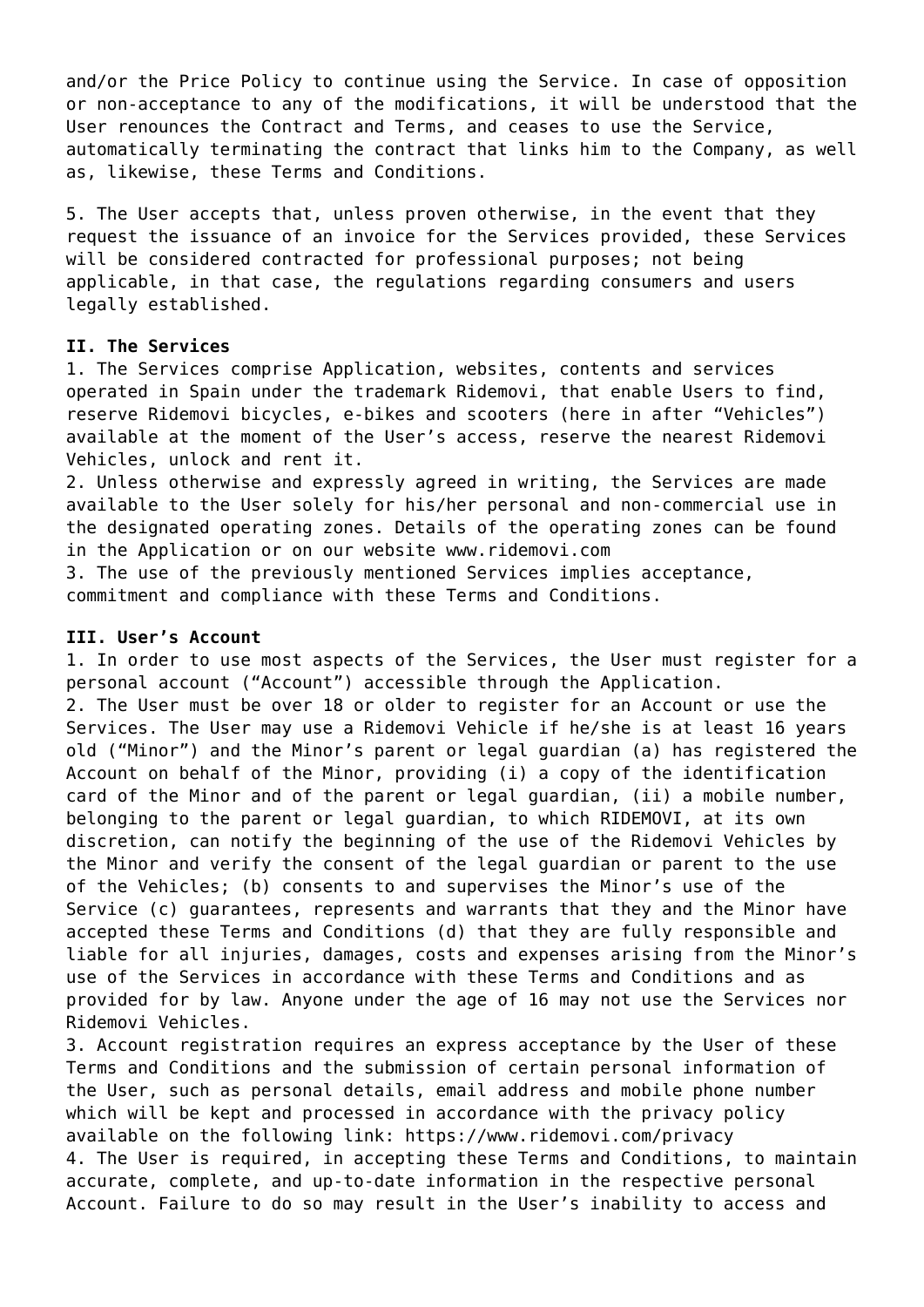and/or the Price Policy to continue using the Service. In case of opposition or non-acceptance to any of the modifications, it will be understood that the User renounces the Contract and Terms, and ceases to use the Service, automatically terminating the contract that links him to the Company, as well as, likewise, these Terms and Conditions.

5. The User accepts that, unless proven otherwise, in the event that they request the issuance of an invoice for the Services provided, these Services will be considered contracted for professional purposes; not being applicable, in that case, the regulations regarding consumers and users legally established.

**II. The Services**

1. The Services comprise Application, websites, contents and services operated in Spain under the trademark Ridemovi, that enable Users to find, reserve Ridemovi bicycles, e-bikes and scooters (here in after “Vehicles”) available at the moment of the User’s access, reserve the nearest Ridemovi Vehicles, unlock and rent it.
2. Unless otherwise and expressly agreed in writing, the Services are made available to the User solely for his/her personal and non-commercial use in the designated operating zones. Details of the operating zones can be found in the Application or on our website www.ridemovi.com
3. The use of the previously mentioned Services implies acceptance, commitment and compliance with these Terms and Conditions.

**III. User’s Account**

1. In order to use most aspects of the Services, the User must register for a personal account (“Account”) accessible through the Application.
2. The User must be over 18 or older to register for an Account or use the Services. The User may use a Ridemovi Vehicle if he/she is at least 16 years old (“Minor”) and the Minor’s parent or legal guardian (a) has registered the Account on behalf of the Minor, providing (i) a copy of the identification card of the Minor and of the parent or legal guardian, (ii) a mobile number, belonging to the parent or legal guardian, to which RIDEMOVI, at its own discretion, can notify the beginning of the use of the Ridemovi Vehicles by the Minor and verify the consent of the legal guardian or parent to the use of the Vehicles; (b) consents to and supervises the Minor’s use of the Service (c) guarantees, represents and warrants that they and the Minor have accepted these Terms and Conditions (d) that they are fully responsible and liable for all injuries, damages, costs and expenses arising from the Minor’s use of the Services in accordance with these Terms and Conditions and as provided for by law. Anyone under the age of 16 may not use the Services nor Ridemovi Vehicles.
3. Account registration requires an express acceptance by the User of these Terms and Conditions and the submission of certain personal information of the User, such as personal details, email address and mobile phone number which will be kept and processed in accordance with the privacy policy available on the following link: https://www.ridemovi.com/privacy
4. The User is required, in accepting these Terms and Conditions, to maintain accurate, complete, and up-to-date information in the respective personal Account. Failure to do so may result in the User’s inability to access and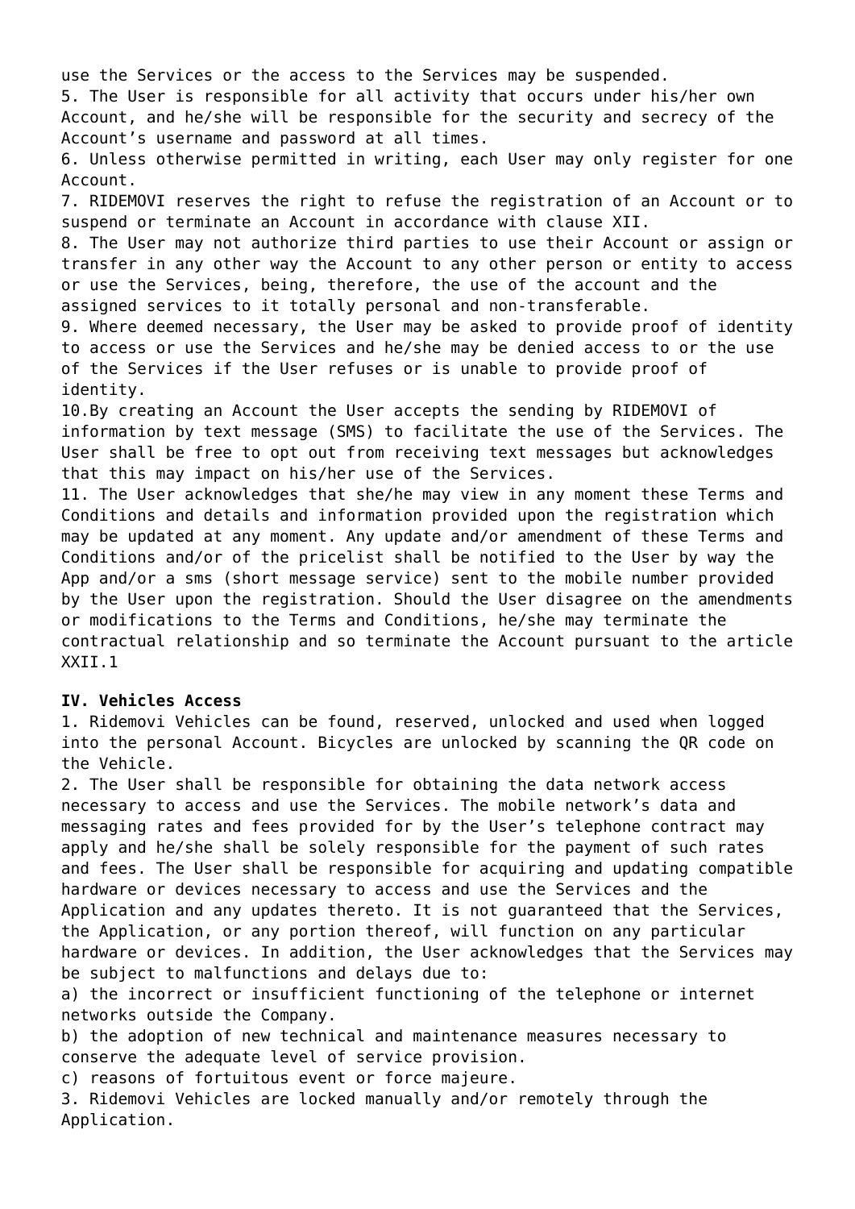use the Services or the access to the Services may be suspended.

5. The User is responsible for all activity that occurs under his/her own Account, and he/she will be responsible for the security and secrecy of the Account's username and password at all times.

6. Unless otherwise permitted in writing, each User may only register for one Account.

7. RIDEMOVI reserves the right to refuse the registration of an Account or to suspend or terminate an Account in accordance with clause XII.

8. The User may not authorize third parties to use their Account or assign or transfer in any other way the Account to any other person or entity to access or use the Services, being, therefore, the use of the account and the assigned services to it totally personal and non-transferable.

9. Where deemed necessary, the User may be asked to provide proof of identity to access or use the Services and he/she may be denied access to or the use of the Services if the User refuses or is unable to provide proof of identity.

10.By creating an Account the User accepts the sending by RIDEMOVI of information by text message (SMS) to facilitate the use of the Services. The User shall be free to opt out from receiving text messages but acknowledges that this may impact on his/her use of the Services.

11. The User acknowledges that she/he may view in any moment these Terms and Conditions and details and information provided upon the registration which may be updated at any moment. Any update and/or amendment of these Terms and Conditions and/or of the pricelist shall be notified to the User by way the App and/or a sms (short message service) sent to the mobile number provided by the User upon the registration. Should the User disagree on the amendments or modifications to the Terms and Conditions, he/she may terminate the contractual relationship and so terminate the Account pursuant to the article XXII.1

**IV. Vehicles Access**

1. Ridemovi Vehicles can be found, reserved, unlocked and used when logged into the personal Account. Bicycles are unlocked by scanning the QR code on the Vehicle.

2. The User shall be responsible for obtaining the data network access necessary to access and use the Services. The mobile network's data and messaging rates and fees provided for by the User's telephone contract may apply and he/she shall be solely responsible for the payment of such rates and fees. The User shall be responsible for acquiring and updating compatible hardware or devices necessary to access and use the Services and the Application and any updates thereto. It is not guaranteed that the Services, the Application, or any portion thereof, will function on any particular hardware or devices. In addition, the User acknowledges that the Services may be subject to malfunctions and delays due to:

a) the incorrect or insufficient functioning of the telephone or internet networks outside the Company.

b) the adoption of new technical and maintenance measures necessary to conserve the adequate level of service provision.

c) reasons of fortuitous event or force majeure.

3. Ridemovi Vehicles are locked manually and/or remotely through the Application.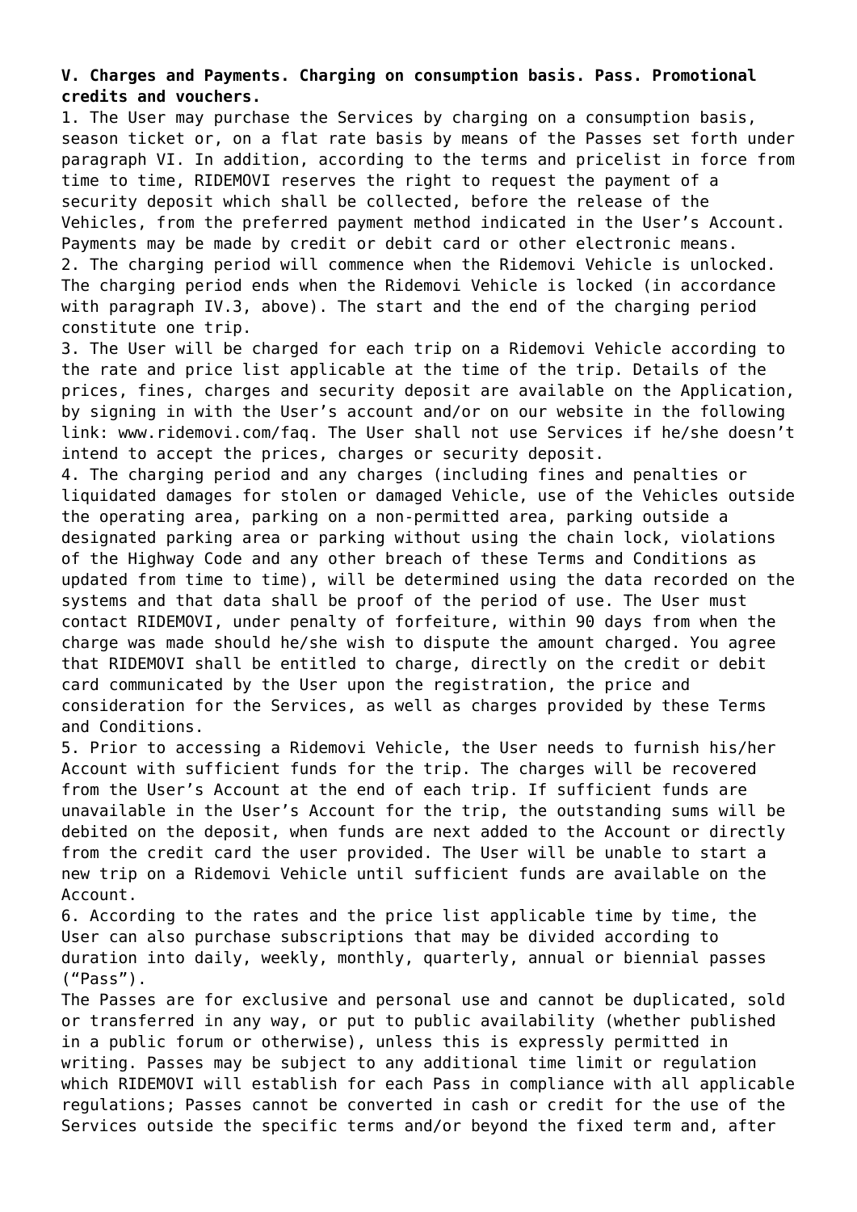**V. Charges and Payments. Charging on consumption basis. Pass. Promotional credits and vouchers.**

1. The User may purchase the Services by charging on a consumption basis, season ticket or, on a flat rate basis by means of the Passes set forth under paragraph VI. In addition, according to the terms and pricelist in force from time to time, RIDEMOVI reserves the right to request the payment of a security deposit which shall be collected, before the release of the Vehicles, from the preferred payment method indicated in the User's Account. Payments may be made by credit or debit card or other electronic means.

2. The charging period will commence when the Ridemovi Vehicle is unlocked. The charging period ends when the Ridemovi Vehicle is locked (in accordance with paragraph IV.3, above). The start and the end of the charging period constitute one trip.

3. The User will be charged for each trip on a Ridemovi Vehicle according to the rate and price list applicable at the time of the trip. Details of the prices, fines, charges and security deposit are available on the Application, by signing in with the User's account and/or on our website in the following link: www.ridemovi.com/faq. The User shall not use Services if he/she doesn't intend to accept the prices, charges or security deposit.

4. The charging period and any charges (including fines and penalties or liquidated damages for stolen or damaged Vehicle, use of the Vehicles outside the operating area, parking on a non-permitted area, parking outside a designated parking area or parking without using the chain lock, violations of the Highway Code and any other breach of these Terms and Conditions as updated from time to time), will be determined using the data recorded on the systems and that data shall be proof of the period of use. The User must contact RIDEMOVI, under penalty of forfeiture, within 90 days from when the charge was made should he/she wish to dispute the amount charged. You agree that RIDEMOVI shall be entitled to charge, directly on the credit or debit card communicated by the User upon the registration, the price and consideration for the Services, as well as charges provided by these Terms and Conditions.

5. Prior to accessing a Ridemovi Vehicle, the User needs to furnish his/her Account with sufficient funds for the trip. The charges will be recovered from the User's Account at the end of each trip. If sufficient funds are unavailable in the User's Account for the trip, the outstanding sums will be debited on the deposit, when funds are next added to the Account or directly from the credit card the user provided. The User will be unable to start a new trip on a Ridemovi Vehicle until sufficient funds are available on the Account.

6. According to the rates and the price list applicable time by time, the User can also purchase subscriptions that may be divided according to duration into daily, weekly, monthly, quarterly, annual or biennial passes ("Pass").

The Passes are for exclusive and personal use and cannot be duplicated, sold or transferred in any way, or put to public availability (whether published in a public forum or otherwise), unless this is expressly permitted in writing. Passes may be subject to any additional time limit or regulation which RIDEMOVI will establish for each Pass in compliance with all applicable regulations; Passes cannot be converted in cash or credit for the use of the Services outside the specific terms and/or beyond the fixed term and, after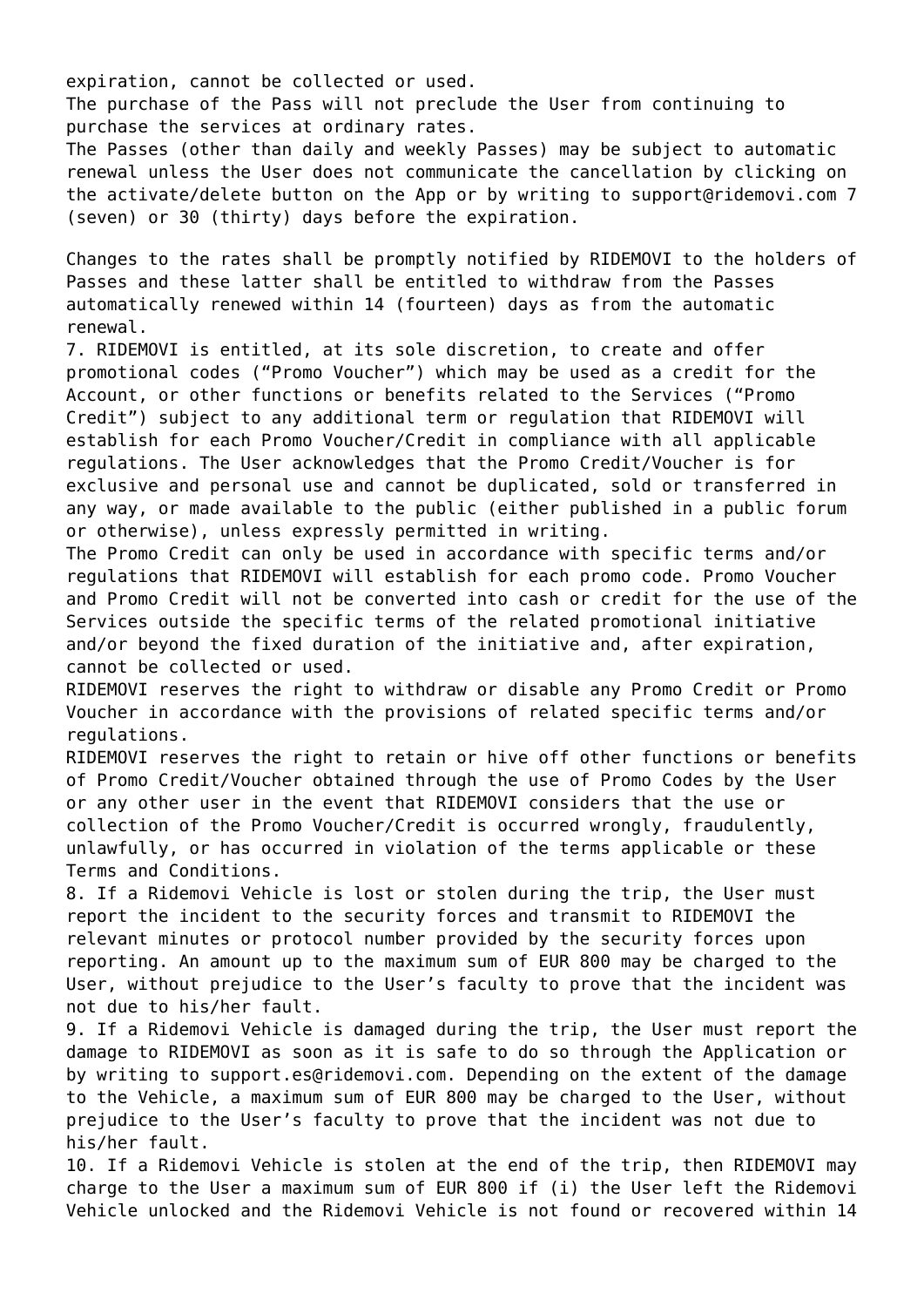expiration, cannot be collected or used.
The purchase of the Pass will not preclude the User from continuing to purchase the services at ordinary rates.
The Passes (other than daily and weekly Passes) may be subject to automatic renewal unless the User does not communicate the cancellation by clicking on the activate/delete button on the App or by writing to support@ridemovi.com 7 (seven) or 30 (thirty) days before the expiration.

Changes to the rates shall be promptly notified by RIDEMOVI to the holders of Passes and these latter shall be entitled to withdraw from the Passes automatically renewed within 14 (fourteen) days as from the automatic renewal.

7. RIDEMOVI is entitled, at its sole discretion, to create and offer promotional codes ("Promo Voucher") which may be used as a credit for the Account, or other functions or benefits related to the Services ("Promo Credit") subject to any additional term or regulation that RIDEMOVI will establish for each Promo Voucher/Credit in compliance with all applicable regulations. The User acknowledges that the Promo Credit/Voucher is for exclusive and personal use and cannot be duplicated, sold or transferred in any way, or made available to the public (either published in a public forum or otherwise), unless expressly permitted in writing.
The Promo Credit can only be used in accordance with specific terms and/or regulations that RIDEMOVI will establish for each promo code. Promo Voucher and Promo Credit will not be converted into cash or credit for the use of the Services outside the specific terms of the related promotional initiative and/or beyond the fixed duration of the initiative and, after expiration, cannot be collected or used.
RIDEMOVI reserves the right to withdraw or disable any Promo Credit or Promo Voucher in accordance with the provisions of related specific terms and/or regulations.
RIDEMOVI reserves the right to retain or hive off other functions or benefits of Promo Credit/Voucher obtained through the use of Promo Codes by the User or any other user in the event that RIDEMOVI considers that the use or collection of the Promo Voucher/Credit is occurred wrongly, fraudulently, unlawfully, or has occurred in violation of the terms applicable or these Terms and Conditions.

8. If a Ridemovi Vehicle is lost or stolen during the trip, the User must report the incident to the security forces and transmit to RIDEMOVI the relevant minutes or protocol number provided by the security forces upon reporting. An amount up to the maximum sum of EUR 800 may be charged to the User, without prejudice to the User's faculty to prove that the incident was not due to his/her fault.

9. If a Ridemovi Vehicle is damaged during the trip, the User must report the damage to RIDEMOVI as soon as it is safe to do so through the Application or by writing to support.es@ridemovi.com. Depending on the extent of the damage to the Vehicle, a maximum sum of EUR 800 may be charged to the User, without prejudice to the User's faculty to prove that the incident was not due to his/her fault.

10. If a Ridemovi Vehicle is stolen at the end of the trip, then RIDEMOVI may charge to the User a maximum sum of EUR 800 if (i) the User left the Ridemovi Vehicle unlocked and the Ridemovi Vehicle is not found or recovered within 14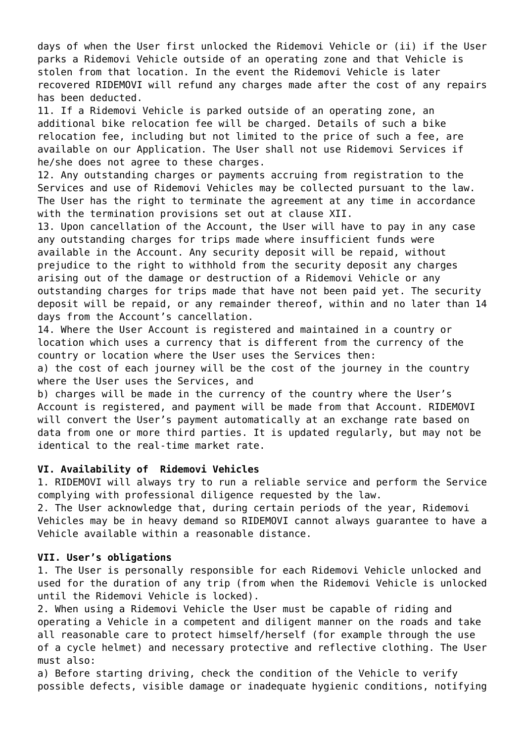days of when the User first unlocked the Ridemovi Vehicle or (ii) if the User parks a Ridemovi Vehicle outside of an operating zone and that Vehicle is stolen from that location. In the event the Ridemovi Vehicle is later recovered RIDEMOVI will refund any charges made after the cost of any repairs has been deducted.

11. If a Ridemovi Vehicle is parked outside of an operating zone, an additional bike relocation fee will be charged. Details of such a bike relocation fee, including but not limited to the price of such a fee, are available on our Application. The User shall not use Ridemovi Services if he/she does not agree to these charges.

12. Any outstanding charges or payments accruing from registration to the Services and use of Ridemovi Vehicles may be collected pursuant to the law. The User has the right to terminate the agreement at any time in accordance with the termination provisions set out at clause XII.

13. Upon cancellation of the Account, the User will have to pay in any case any outstanding charges for trips made where insufficient funds were available in the Account. Any security deposit will be repaid, without prejudice to the right to withhold from the security deposit any charges arising out of the damage or destruction of a Ridemovi Vehicle or any outstanding charges for trips made that have not been paid yet. The security deposit will be repaid, or any remainder thereof, within and no later than 14 days from the Account's cancellation.

14. Where the User Account is registered and maintained in a country or location which uses a currency that is different from the currency of the country or location where the User uses the Services then:

a) the cost of each journey will be the cost of the journey in the country where the User uses the Services, and

b) charges will be made in the currency of the country where the User's Account is registered, and payment will be made from that Account. RIDEMOVI will convert the User's payment automatically at an exchange rate based on data from one or more third parties. It is updated regularly, but may not be identical to the real-time market rate.

**VI. Availability of Ridemovi Vehicles**

1. RIDEMOVI will always try to run a reliable service and perform the Service complying with professional diligence requested by the law.

2. The User acknowledge that, during certain periods of the year, Ridemovi Vehicles may be in heavy demand so RIDEMOVI cannot always guarantee to have a Vehicle available within a reasonable distance.

**VII. User's obligations**

1. The User is personally responsible for each Ridemovi Vehicle unlocked and used for the duration of any trip (from when the Ridemovi Vehicle is unlocked until the Ridemovi Vehicle is locked).

2. When using a Ridemovi Vehicle the User must be capable of riding and operating a Vehicle in a competent and diligent manner on the roads and take all reasonable care to protect himself/herself (for example through the use of a cycle helmet) and necessary protective and reflective clothing. The User must also:

a) Before starting driving, check the condition of the Vehicle to verify possible defects, visible damage or inadequate hygienic conditions, notifying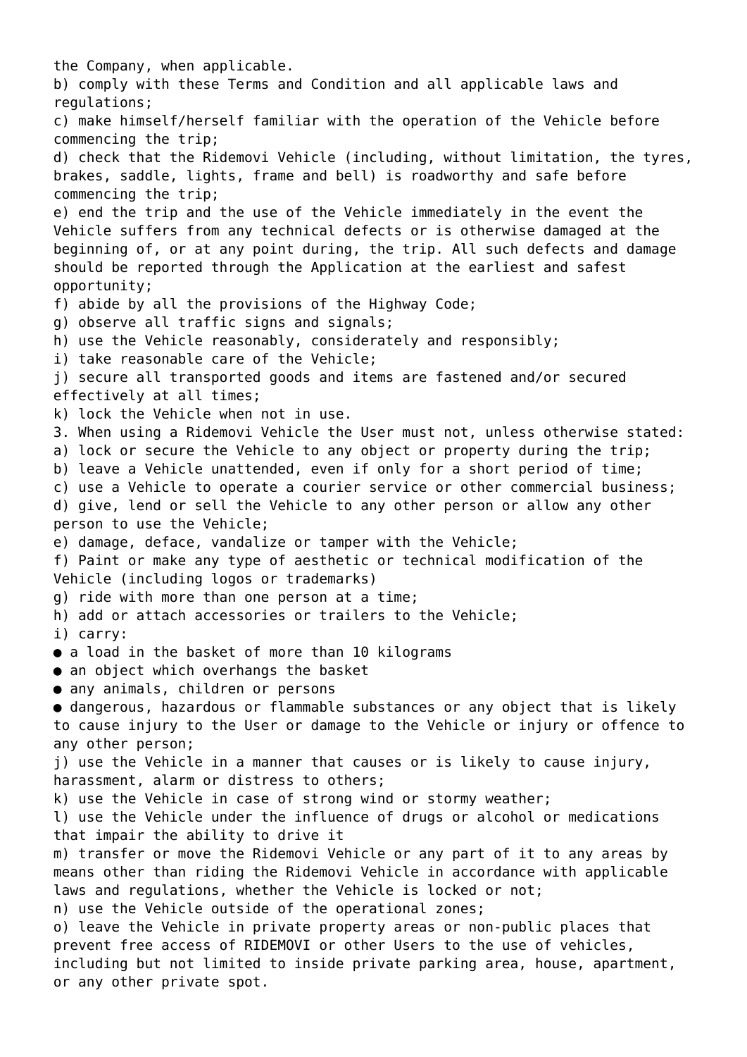the Company, when applicable.

b) comply with these Terms and Condition and all applicable laws and regulations;

c) make himself/herself familiar with the operation of the Vehicle before commencing the trip;

d) check that the Ridemovi Vehicle (including, without limitation, the tyres, brakes, saddle, lights, frame and bell) is roadworthy and safe before commencing the trip;

e) end the trip and the use of the Vehicle immediately in the event the Vehicle suffers from any technical defects or is otherwise damaged at the beginning of, or at any point during, the trip. All such defects and damage should be reported through the Application at the earliest and safest opportunity;

f) abide by all the provisions of the Highway Code;

g) observe all traffic signs and signals;

h) use the Vehicle reasonably, considerately and responsibly;

i) take reasonable care of the Vehicle;

j) secure all transported goods and items are fastened and/or secured effectively at all times;

k) lock the Vehicle when not in use.

3. When using a Ridemovi Vehicle the User must not, unless otherwise stated:

a) lock or secure the Vehicle to any object or property during the trip;

b) leave a Vehicle unattended, even if only for a short period of time;

c) use a Vehicle to operate a courier service or other commercial business;

d) give, lend or sell the Vehicle to any other person or allow any other person to use the Vehicle;

e) damage, deface, vandalize or tamper with the Vehicle;

f) Paint or make any type of aesthetic or technical modification of the Vehicle (including logos or trademarks)

g) ride with more than one person at a time;

h) add or attach accessories or trailers to the Vehicle;

i) carry:

- a load in the basket of more than 10 kilograms
- an object which overhangs the basket
- any animals, children or persons
- dangerous, hazardous or flammable substances or any object that is likely to cause injury to the User or damage to the Vehicle or injury or offence to any other person;

j) use the Vehicle in a manner that causes or is likely to cause injury, harassment, alarm or distress to others;

k) use the Vehicle in case of strong wind or stormy weather;

l) use the Vehicle under the influence of drugs or alcohol or medications that impair the ability to drive it

m) transfer or move the Ridemovi Vehicle or any part of it to any areas by means other than riding the Ridemovi Vehicle in accordance with applicable laws and regulations, whether the Vehicle is locked or not;

n) use the Vehicle outside of the operational zones;

o) leave the Vehicle in private property areas or non-public places that prevent free access of RIDEMOVI or other Users to the use of vehicles, including but not limited to inside private parking area, house, apartment, or any other private spot.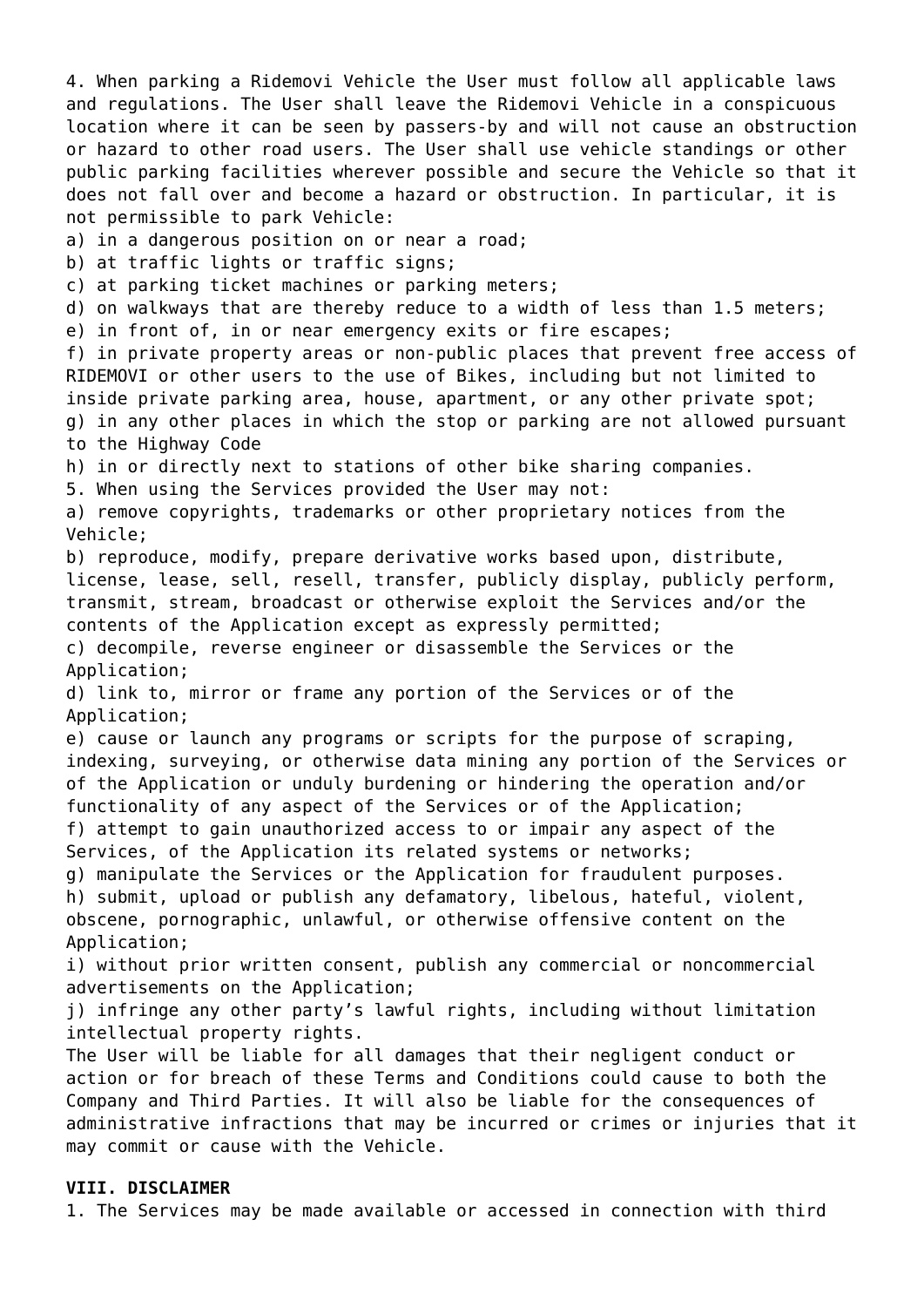4. When parking a Ridemovi Vehicle the User must follow all applicable laws and regulations. The User shall leave the Ridemovi Vehicle in a conspicuous location where it can be seen by passers-by and will not cause an obstruction or hazard to other road users. The User shall use vehicle standings or other public parking facilities wherever possible and secure the Vehicle so that it does not fall over and become a hazard or obstruction. In particular, it is not permissible to park Vehicle:

a) in a dangerous position on or near a road;
b) at traffic lights or traffic signs;
c) at parking ticket machines or parking meters;
d) on walkways that are thereby reduce to a width of less than 1.5 meters;
e) in front of, in or near emergency exits or fire escapes;
f) in private property areas or non-public places that prevent free access of RIDEMOVI or other users to the use of Bikes, including but not limited to inside private parking area, house, apartment, or any other private spot;
g) in any other places in which the stop or parking are not allowed pursuant to the Highway Code
h) in or directly next to stations of other bike sharing companies.

5. When using the Services provided the User may not:

a) remove copyrights, trademarks or other proprietary notices from the Vehicle;
b) reproduce, modify, prepare derivative works based upon, distribute, license, lease, sell, resell, transfer, publicly display, publicly perform, transmit, stream, broadcast or otherwise exploit the Services and/or the contents of the Application except as expressly permitted;
c) decompile, reverse engineer or disassemble the Services or the Application;
d) link to, mirror or frame any portion of the Services or of the Application;
e) cause or launch any programs or scripts for the purpose of scraping, indexing, surveying, or otherwise data mining any portion of the Services or of the Application or unduly burdening or hindering the operation and/or functionality of any aspect of the Services or of the Application;
f) attempt to gain unauthorized access to or impair any aspect of the Services, of the Application its related systems or networks;
g) manipulate the Services or the Application for fraudulent purposes.
h) submit, upload or publish any defamatory, libelous, hateful, violent, obscene, pornographic, unlawful, or otherwise offensive content on the Application;
i) without prior written consent, publish any commercial or noncommercial advertisements on the Application;
j) infringe any other party's lawful rights, including without limitation intellectual property rights.

The User will be liable for all damages that their negligent conduct or action or for breach of these Terms and Conditions could cause to both the Company and Third Parties. It will also be liable for the consequences of administrative infractions that may be incurred or crimes or injuries that it may commit or cause with the Vehicle.

**VIII. DISCLAIMER**

1. The Services may be made available or accessed in connection with third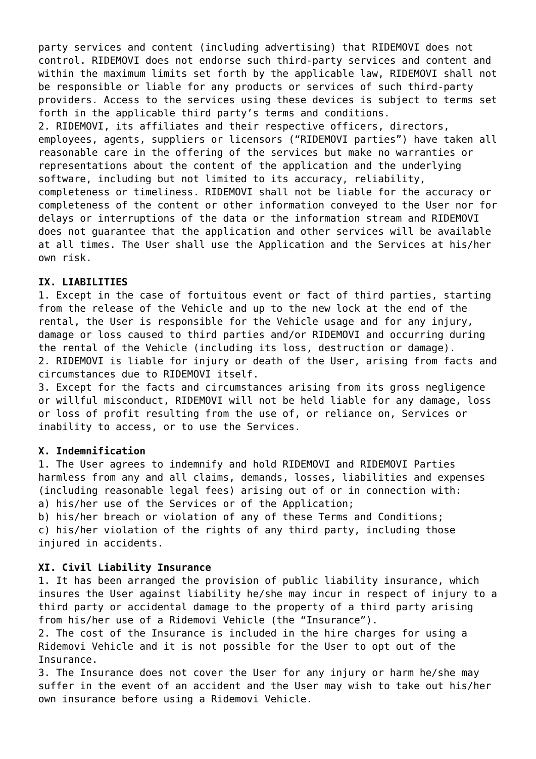party services and content (including advertising) that RIDEMOVI does not control. RIDEMOVI does not endorse such third-party services and content and within the maximum limits set forth by the applicable law, RIDEMOVI shall not be responsible or liable for any products or services of such third-party providers. Access to the services using these devices is subject to terms set forth in the applicable third party's terms and conditions.

2. RIDEMOVI, its affiliates and their respective officers, directors, employees, agents, suppliers or licensors ("RIDEMOVI parties") have taken all reasonable care in the offering of the services but make no warranties or representations about the content of the application and the underlying software, including but not limited to its accuracy, reliability, completeness or timeliness. RIDEMOVI shall not be liable for the accuracy or completeness of the content or other information conveyed to the User nor for delays or interruptions of the data or the information stream and RIDEMOVI does not guarantee that the application and other services will be available at all times. The User shall use the Application and the Services at his/her own risk.

**IX. LIABILITIES**

1. Except in the case of fortuitous event or fact of third parties, starting from the release of the Vehicle and up to the new lock at the end of the rental, the User is responsible for the Vehicle usage and for any injury, damage or loss caused to third parties and/or RIDEMOVI and occurring during the rental of the Vehicle (including its loss, destruction or damage).
2. RIDEMOVI is liable for injury or death of the User, arising from facts and circumstances due to RIDEMOVI itself.
3. Except for the facts and circumstances arising from its gross negligence or willful misconduct, RIDEMOVI will not be held liable for any damage, loss or loss of profit resulting from the use of, or reliance on, Services or inability to access, or to use the Services.

**X. Indemnification**

1. The User agrees to indemnify and hold RIDEMOVI and RIDEMOVI Parties harmless from any and all claims, demands, losses, liabilities and expenses (including reasonable legal fees) arising out of or in connection with:

a) his/her use of the Services or of the Application;
b) his/her breach or violation of any of these Terms and Conditions;
c) his/her violation of the rights of any third party, including those injured in accidents.

**XI. Civil Liability Insurance**

1. It has been arranged the provision of public liability insurance, which insures the User against liability he/she may incur in respect of injury to a third party or accidental damage to the property of a third party arising from his/her use of a Ridemovi Vehicle (the "Insurance").
2. The cost of the Insurance is included in the hire charges for using a Ridemovi Vehicle and it is not possible for the User to opt out of the Insurance.
3. The Insurance does not cover the User for any injury or harm he/she may suffer in the event of an accident and the User may wish to take out his/her own insurance before using a Ridemovi Vehicle.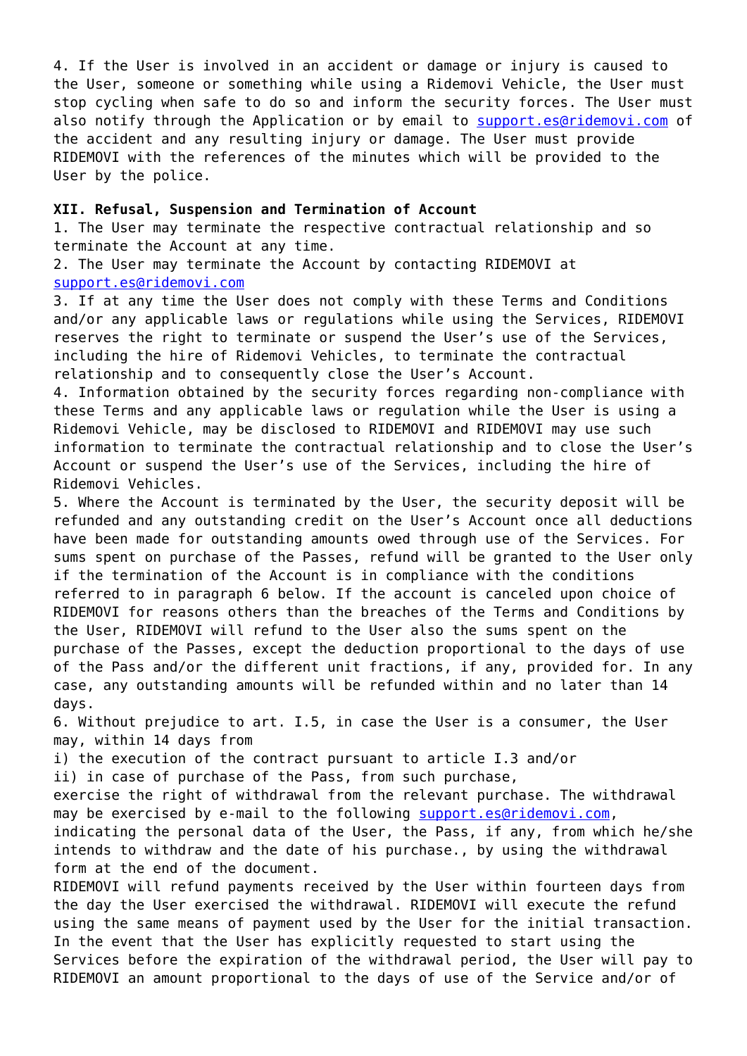4. If the User is involved in an accident or damage or injury is caused to the User, someone or something while using a Ridemovi Vehicle, the User must stop cycling when safe to do so and inform the security forces. The User must also notify through the Application or by email to support.es@ridemovi.com of the accident and any resulting injury or damage. The User must provide RIDEMOVI with the references of the minutes which will be provided to the User by the police.

**XII. Refusal, Suspension and Termination of Account**

1. The User may terminate the respective contractual relationship and so terminate the Account at any time.
2. The User may terminate the Account by contacting RIDEMOVI at support.es@ridemovi.com
3. If at any time the User does not comply with these Terms and Conditions and/or any applicable laws or regulations while using the Services, RIDEMOVI reserves the right to terminate or suspend the User's use of the Services, including the hire of Ridemovi Vehicles, to terminate the contractual relationship and to consequently close the User's Account.
4. Information obtained by the security forces regarding non-compliance with these Terms and any applicable laws or regulation while the User is using a Ridemovi Vehicle, may be disclosed to RIDEMOVI and RIDEMOVI may use such information to terminate the contractual relationship and to close the User's Account or suspend the User's use of the Services, including the hire of Ridemovi Vehicles.
5. Where the Account is terminated by the User, the security deposit will be refunded and any outstanding credit on the User's Account once all deductions have been made for outstanding amounts owed through use of the Services. For sums spent on purchase of the Passes, refund will be granted to the User only if the termination of the Account is in compliance with the conditions referred to in paragraph 6 below. If the account is canceled upon choice of RIDEMOVI for reasons others than the breaches of the Terms and Conditions by the User, RIDEMOVI will refund to the User also the sums spent on the purchase of the Passes, except the deduction proportional to the days of use of the Pass and/or the different unit fractions, if any, provided for. In any case, any outstanding amounts will be refunded within and no later than 14 days.
6. Without prejudice to art. I.5, in case the User is a consumer, the User may, within 14 days from
i) the execution of the contract pursuant to article I.3 and/or
ii) in case of purchase of the Pass, from such purchase,
exercise the right of withdrawal from the relevant purchase. The withdrawal may be exercised by e-mail to the following support.es@ridemovi.com, indicating the personal data of the User, the Pass, if any, from which he/she intends to withdraw and the date of his purchase., by using the withdrawal form at the end of the document.
RIDEMOVI will refund payments received by the User within fourteen days from the day the User exercised the withdrawal. RIDEMOVI will execute the refund using the same means of payment used by the User for the initial transaction. In the event that the User has explicitly requested to start using the Services before the expiration of the withdrawal period, the User will pay to RIDEMOVI an amount proportional to the days of use of the Service and/or of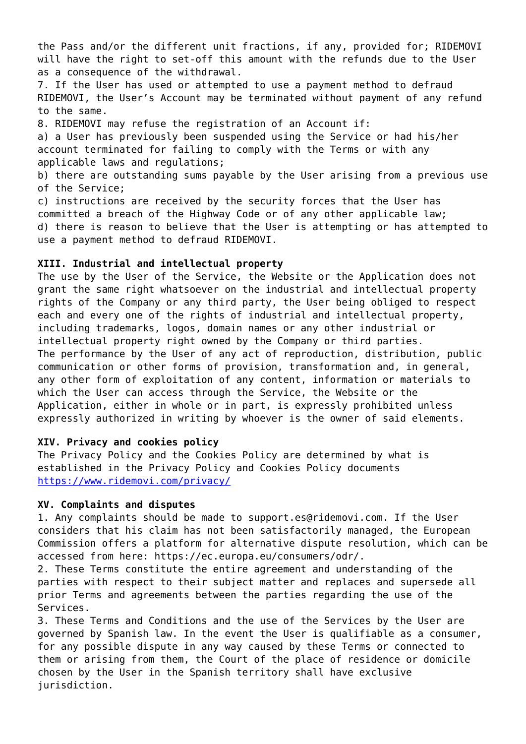the Pass and/or the different unit fractions, if any, provided for; RIDEMOVI will have the right to set-off this amount with the refunds due to the User as a consequence of the withdrawal.

7. If the User has used or attempted to use a payment method to defraud RIDEMOVI, the User's Account may be terminated without payment of any refund to the same.

8. RIDEMOVI may refuse the registration of an Account if:

a) a User has previously been suspended using the Service or had his/her account terminated for failing to comply with the Terms or with any applicable laws and regulations;

b) there are outstanding sums payable by the User arising from a previous use of the Service;

c) instructions are received by the security forces that the User has committed a breach of the Highway Code or of any other applicable law;

d) there is reason to believe that the User is attempting or has attempted to use a payment method to defraud RIDEMOVI.

**XIII. Industrial and intellectual property**

The use by the User of the Service, the Website or the Application does not grant the same right whatsoever on the industrial and intellectual property rights of the Company or any third party, the User being obliged to respect each and every one of the rights of industrial and intellectual property, including trademarks, logos, domain names or any other industrial or intellectual property right owned by the Company or third parties.

The performance by the User of any act of reproduction, distribution, public communication or other forms of provision, transformation and, in general, any other form of exploitation of any content, information or materials to which the User can access through the Service, the Website or the Application, either in whole or in part, is expressly prohibited unless expressly authorized in writing by whoever is the owner of said elements.

**XIV. Privacy and cookies policy**

The Privacy Policy and the Cookies Policy are determined by what is established in the Privacy Policy and Cookies Policy documents https://www.ridemovi.com/privacy/

**XV. Complaints and disputes**

1. Any complaints should be made to support.es@ridemovi.com. If the User considers that his claim has not been satisfactorily managed, the European Commission offers a platform for alternative dispute resolution, which can be accessed from here: https://ec.europa.eu/consumers/odr/.

2. These Terms constitute the entire agreement and understanding of the parties with respect to their subject matter and replaces and supersede all prior Terms and agreements between the parties regarding the use of the Services.

3. These Terms and Conditions and the use of the Services by the User are governed by Spanish law. In the event the User is qualifiable as a consumer, for any possible dispute in any way caused by these Terms or connected to them or arising from them, the Court of the place of residence or domicile chosen by the User in the Spanish territory shall have exclusive jurisdiction.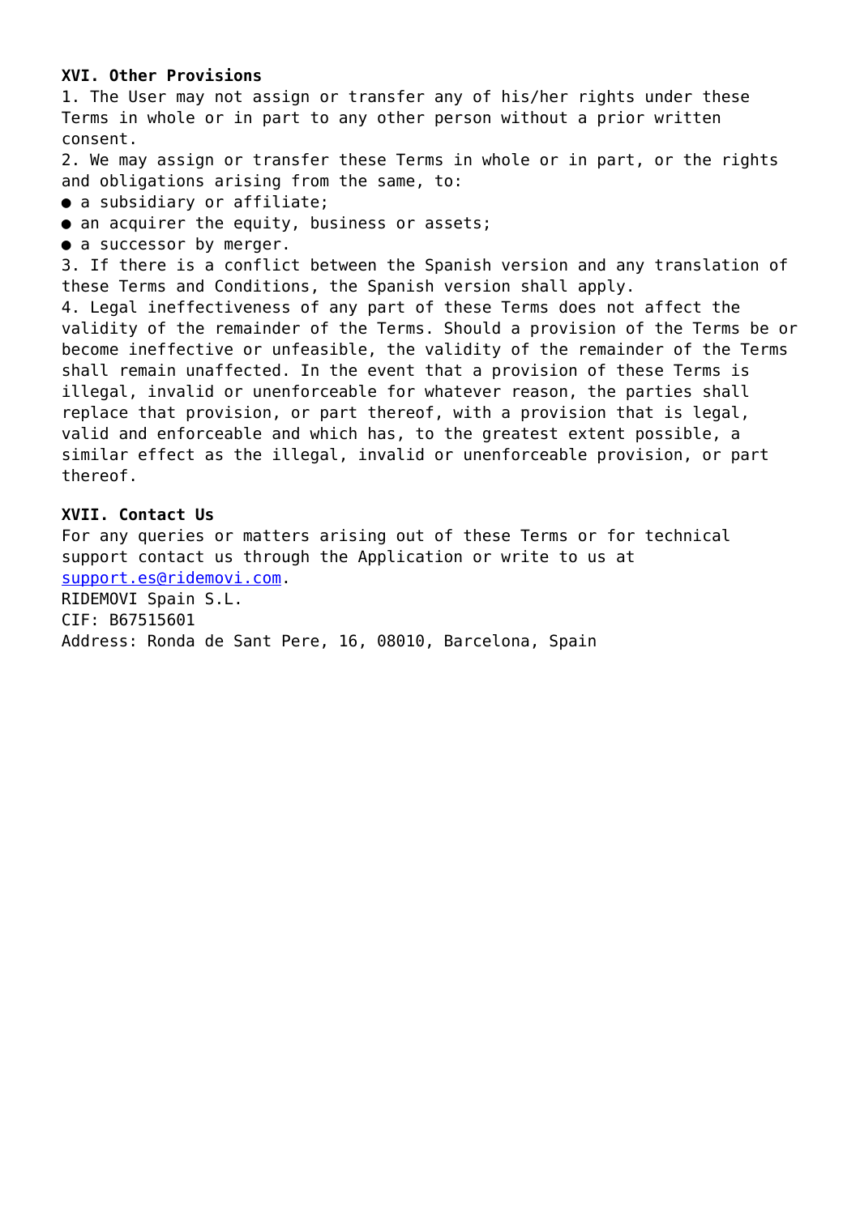**XVI. Other Provisions**

1. The User may not assign or transfer any of his/her rights under these Terms in whole or in part to any other person without a prior written consent.
2. We may assign or transfer these Terms in whole or in part, or the rights and obligations arising from the same, to:
   - a subsidiary or affiliate;
   - an acquirer the equity, business or assets;
   - a successor by merger.
3. If there is a conflict between the Spanish version and any translation of these Terms and Conditions, the Spanish version shall apply.
4. Legal ineffectiveness of any part of these Terms does not affect the validity of the remainder of the Terms. Should a provision of the Terms be or become ineffective or unfeasible, the validity of the remainder of the Terms shall remain unaffected. In the event that a provision of these Terms is illegal, invalid or unenforceable for whatever reason, the parties shall replace that provision, or part thereof, with a provision that is legal, valid and enforceable and which has, to the greatest extent possible, a similar effect as the illegal, invalid or unenforceable provision, or part thereof.

**XVII. Contact Us**

For any queries or matters arising out of these Terms or for technical support contact us through the Application or write to us at support.es@ridemovi.com.

RIDEMOVI Spain S.L.
CIF: B67515601
Address: Ronda de Sant Pere, 16, 08010, Barcelona, Spain